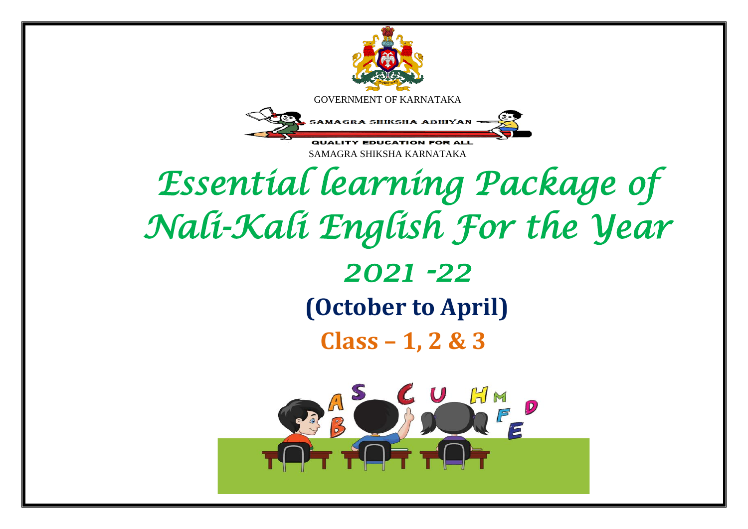GOVERNMENT OF KARNATAKA

SAMAGRA SHIKSHA ABHIYAN

QUALITY EDUCATION FOR ALL

SAMAGRA SHIKSHA KARNATAKA

# *Essential learning Package of Nali-Kali English For the Year 2021 -22*

## **(October to April)**

## **Class – 1, 2 & 3**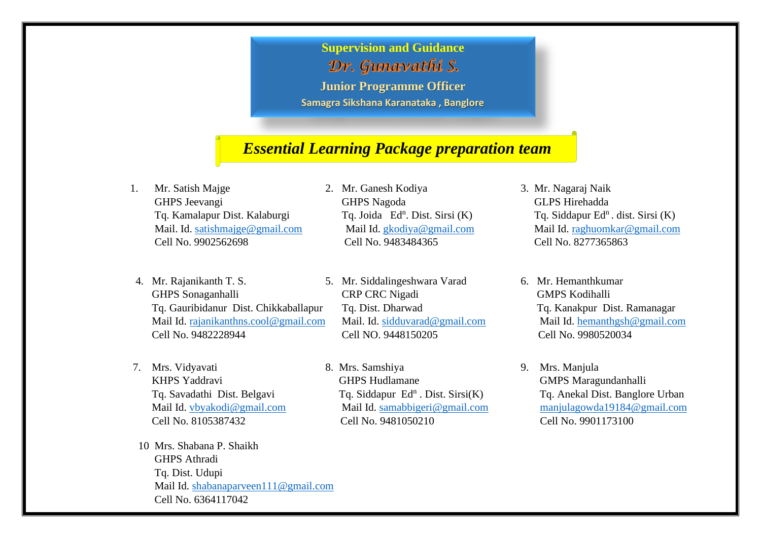**Supervision and Guidance**

***Dr. Gunavathi S.***

**Junior Programme Officer**

**Samagra Sikshana Karanataka , Banglore**

## *Essential Learning Package preparation team*

1. Mr. Satish Majge
   GHPS Jeevangi
   Tq. Kamalapur Dist. Kalaburgi
   Mail. Id. satishmajge@gmail.com
   Cell No. 9902562698

2. Mr. Ganesh Kodiya
   GHPS Nagoda
   Tq. Joida Ed$^{n}$. Dist. Sirsi (K)
   Mail Id. gkodiya@gmail.com
   Cell No. 9483484365

3. Mr. Nagaraj Naik
   GLPS Hirehadda
   Tq. Siddapur Ed$^{n}$ . dist. Sirsi (K)
   Mail Id. raghuomkar@gmail.com
   Cell No. 8277365863

4. Mr. Rajanikanth T. S.
   GHPS Sonaganhalli
   Tq. Gauribidanur Dist. Chikkaballapur
   Mail Id. rajanikanthns.cool@gmail.com
   Cell No. 9482228944

5. Mr. Siddalingeshwara Varad
   CRP CRC Nigadi
   Tq. Dist. Dharwad
   Mail. Id. sidduvarad@gmail.com
   Cell NO. 9448150205

6. Mr. Hemanthkumar
   GMPS Kodihalli
   Tq. Kanakpur Dist. Ramanagar
   Mail Id. hemanthgsh@gmail.com
   Cell No. 9980520034

7. Mrs. Vidyavati
   KHPS Yaddravi
   Tq. Savadathi Dist. Belgavi
   Mail Id. vbyakodi@gmail.com
   Cell No. 8105387432

8. Mrs. Samshiya
   GHPS Hudlamane
   Tq. Siddapur Ed$^{n}$ . Dist. Sirsi(K)
   Mail Id. samabbigeri@gmail.com
   Cell No. 9481050210

9. Mrs. Manjula
   GMPS Maragundanhalli
   Tq. Anekal Dist. Banglore Urban
   manjulagowda19184@gmail.com
   Cell No. 9901173100

10. Mrs. Shabana P. Shaikh
    GHPS Athradi
    Tq. Dist. Udupi
    Mail Id. shabanaparveen111@gmail.com
    Cell No. 6364117042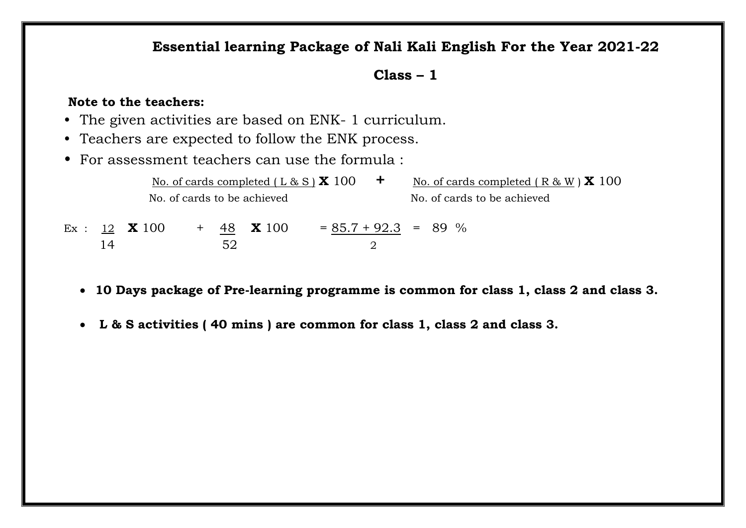## Essential learning Package of Nali Kali English For the Year 2021-22

### Class – 1

**Note to the teachers:**

- The given activities are based on ENK- 1 curriculum.
- Teachers are expected to follow the ENK process.
- For assessment teachers can use the formula :

$$\frac{\text{No. of cards completed ( L \& S )}}{\text{No. of cards to be achieved}} \times 100 \quad + \quad \frac{\text{No. of cards completed ( R \& W )}}{\text{No. of cards to be achieved}} \times 100$$

Ex : $\frac{12}{14} \times 100 \quad + \quad \frac{48}{52} \times 100 \quad = \frac{85.7 + 92.3}{2} = 89\ \%$

- **10 Days package of Pre-learning programme is common for class 1, class 2 and class 3.**
- **L & S activities ( 40 mins ) are common for class 1, class 2 and class 3.**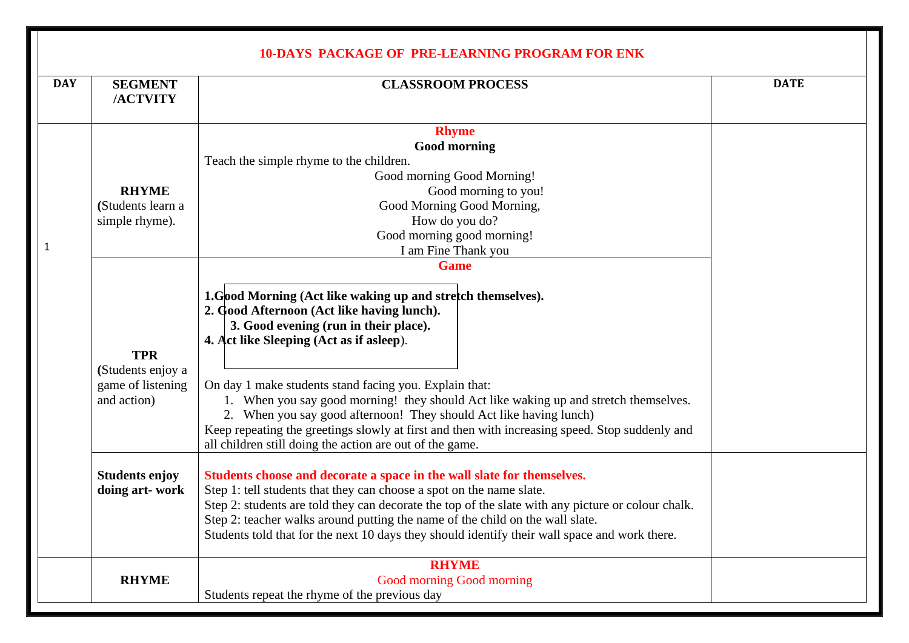# 10-DAYS PACKAGE OF PRE-LEARNING PROGRAM FOR ENK

| DAY | SEGMENT /ACTVITY | CLASSROOM PROCESS | DATE |
|---|---|---|---|
| 1 | **RHYME** (Students learn a simple rhyme). | **Rhyme**<br>**Good morning**<br>Teach the simple rhyme to the children.<br>Good morning Good Morning!<br>Good morning to you!<br>Good Morning Good Morning,<br>How do you do?<br>Good morning good morning!<br>I am Fine Thank you | |
| | **TPR** (Students enjoy a game of listening and action) | **Game**<br>**1.Good Morning (Act like waking up and stretch themselves).**<br>**2. Good Afternoon (Act like having lunch).**<br>**3. Good evening (run in their place).**<br>**4. Act like Sleeping (Act as if asleep**).<br><br>On day 1 make students stand facing you. Explain that:<br>1. When you say good morning! they should Act like waking up and stretch themselves.<br>2. When you say good afternoon! They should Act like having lunch)<br>Keep repeating the greetings slowly at first and then with increasing speed. Stop suddenly and all children still doing the action are out of the game. | |
| | **Students enjoy doing art- work** | **Students choose and decorate a space in the wall slate for themselves.**<br>Step 1: tell students that they can choose a spot on the name slate.<br>Step 2: students are told they can decorate the top of the slate with any picture or colour chalk.<br>Step 2: teacher walks around putting the name of the child on the wall slate.<br>Students told that for the next 10 days they should identify their wall space and work there. | |
| | **RHYME** | **RHYME**<br>Good morning Good morning<br>Students repeat the rhyme of the previous day | |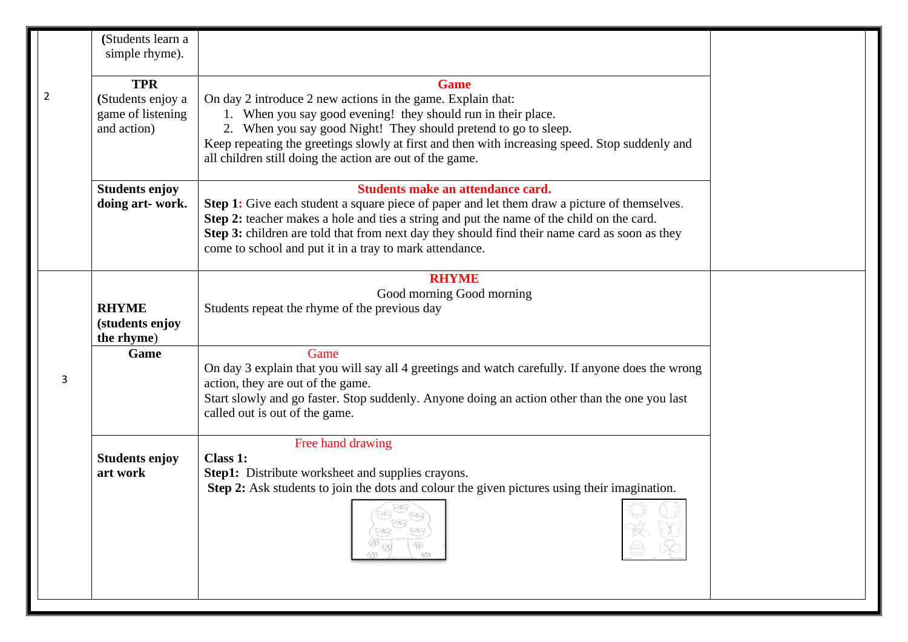| | | | |
|---|---|---|---|
| 2 | (Students learn a simple rhyme). | | |
| | **TPR** (Students enjoy a game of listening and action) | **Game**<br>On day 2 introduce 2 new actions in the game. Explain that:<br>1. When you say good evening! they should run in their place.<br>2. When you say good Night! They should pretend to go to sleep.<br>Keep repeating the greetings slowly at first and then with increasing speed. Stop suddenly and all children still doing the action are out of the game. | |
| | **Students enjoy doing art- work.** | **Students make an attendance card.**<br>**Step 1:** Give each student a square piece of paper and let them draw a picture of themselves.<br>**Step 2:** teacher makes a hole and ties a string and put the name of the child on the card.<br>**Step 3:** children are told that from next day they should find their name card as soon as they come to school and put it in a tray to mark attendance. | |
| 3 | **RHYME (students enjoy the rhyme)** | **RHYME**<br>Good morning Good morning<br>Students repeat the rhyme of the previous day | |
| | **Game** | Game<br>On day 3 explain that you will say all 4 greetings and watch carefully. If anyone does the wrong action, they are out of the game.<br>Start slowly and go faster. Stop suddenly. Anyone doing an action other than the one you last called out is out of the game. | |
| | **Students enjoy art work** | Free hand drawing<br>**Class 1:**<br>**Step1:** Distribute worksheet and supplies crayons.<br>**Step 2:** Ask students to join the dots and colour the given pictures using their imagination. | |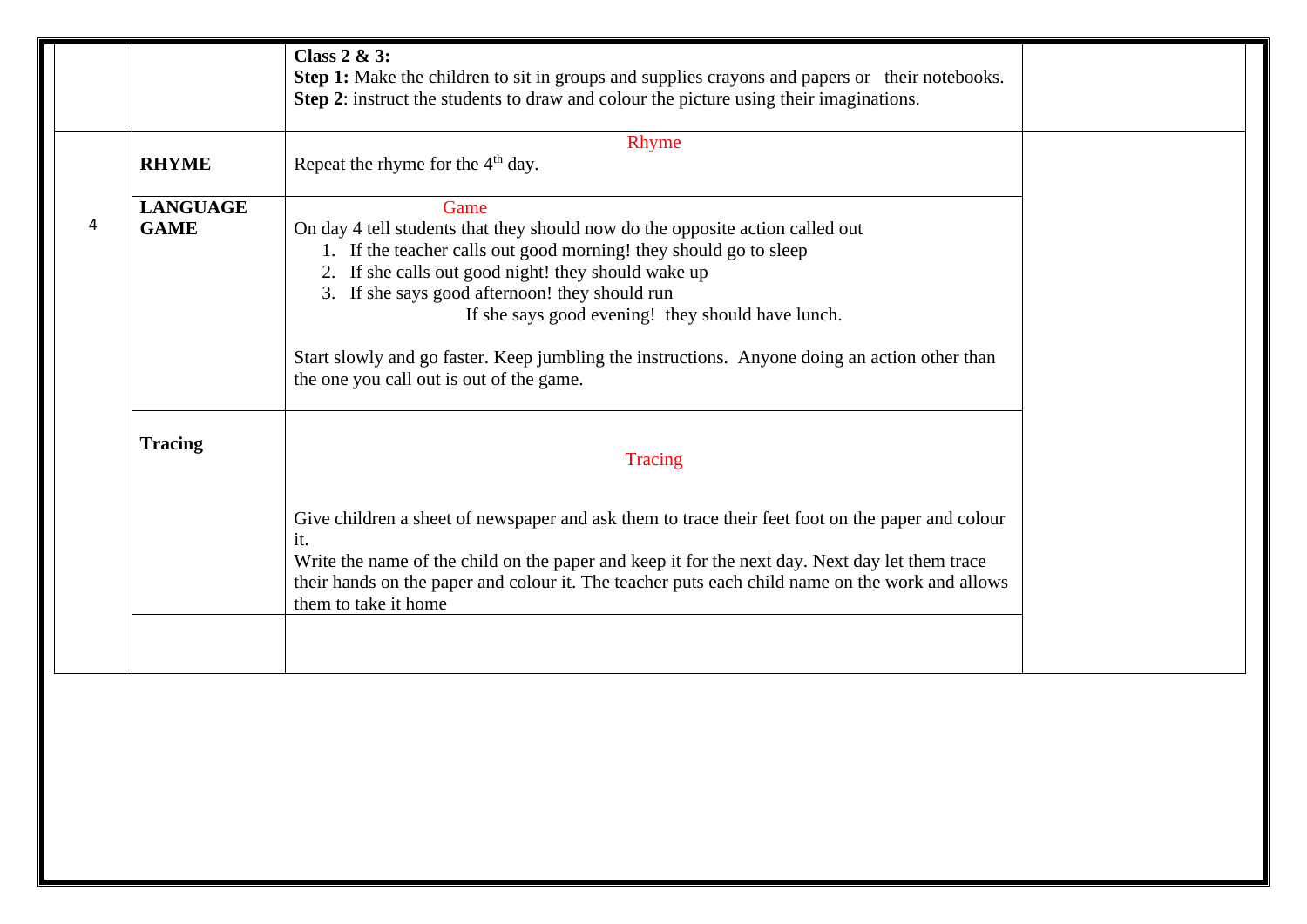| | | | |
|---|---|---|---|
| | | **Class 2 & 3:**<br>**Step 1:** Make the children to sit in groups and supplies crayons and papers or their notebooks.<br>**Step 2**: instruct the students to draw and colour the picture using their imaginations. | |
| 4 | **RHYME** | Rhyme<br>Repeat the rhyme for the 4th day. | |
| | **LANGUAGE GAME** | Game<br>On day 4 tell students that they should now do the opposite action called out<br>1. If the teacher calls out good morning! they should go to sleep<br>2. If she calls out good night! they should wake up<br>3. If she says good afternoon! they should run<br>If she says good evening! they should have lunch.<br><br>Start slowly and go faster. Keep jumbling the instructions. Anyone doing an action other than the one you call out is out of the game. | |
| | **Tracing** | Tracing<br><br>Give children a sheet of newspaper and ask them to trace their feet foot on the paper and colour it.<br>Write the name of the child on the paper and keep it for the next day. Next day let them trace their hands on the paper and colour it. The teacher puts each child name on the work and allows them to take it home | |
| | | | |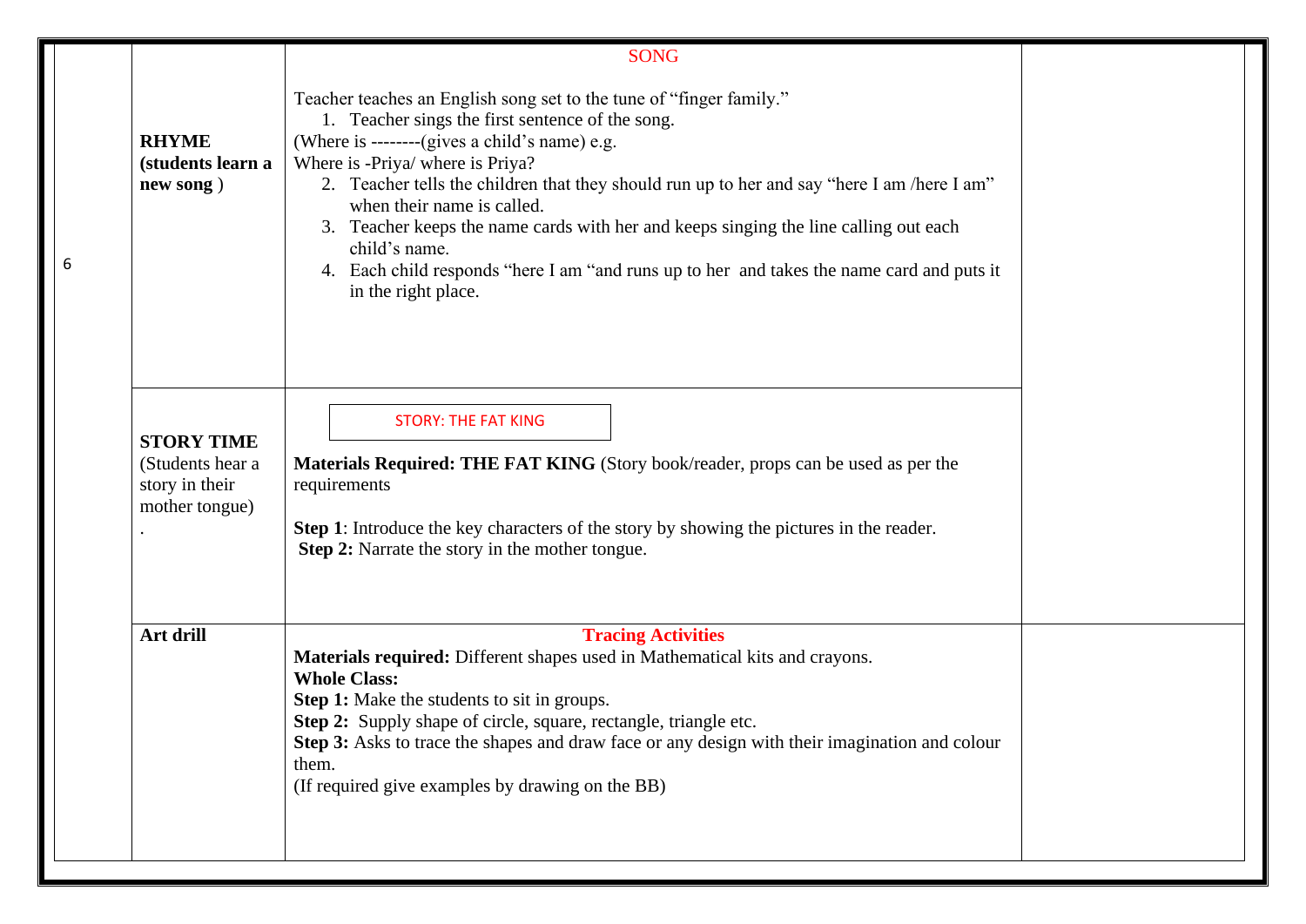| 6 | **RHYME (students learn a new song )** | SONG<br><br>Teacher teaches an English song set to the tune of "finger family."<br>1. Teacher sings the first sentence of the song.<br>(Where is --------(gives a child's name) e.g.<br>Where is -Priya/ where is Priya?<br>2. Teacher tells the children that they should run up to her and say "here I am /here I am" when their name is called.<br>3. Teacher keeps the name cards with her and keeps singing the line calling out each child's name.<br>4. Each child responds "here I am "and runs up to her and takes the name card and puts it in the right place. | |
|---|---|---|---|
| | **STORY TIME** (Students hear a story in their mother tongue)<br>. | STORY: THE FAT KING<br><br>**Materials Required: THE FAT KING** (Story book/reader, props can be used as per the requirements<br><br>**Step 1**: Introduce the key characters of the story by showing the pictures in the reader.<br>**Step 2:** Narrate the story in the mother tongue. | |
| | **Art drill** | **Tracing Activities**<br>**Materials required:** Different shapes used in Mathematical kits and crayons.<br>**Whole Class:**<br>**Step 1:** Make the students to sit in groups.<br>**Step 2:** Supply shape of circle, square, rectangle, triangle etc.<br>**Step 3:** Asks to trace the shapes and draw face or any design with their imagination and colour them.<br>(If required give examples by drawing on the BB) | |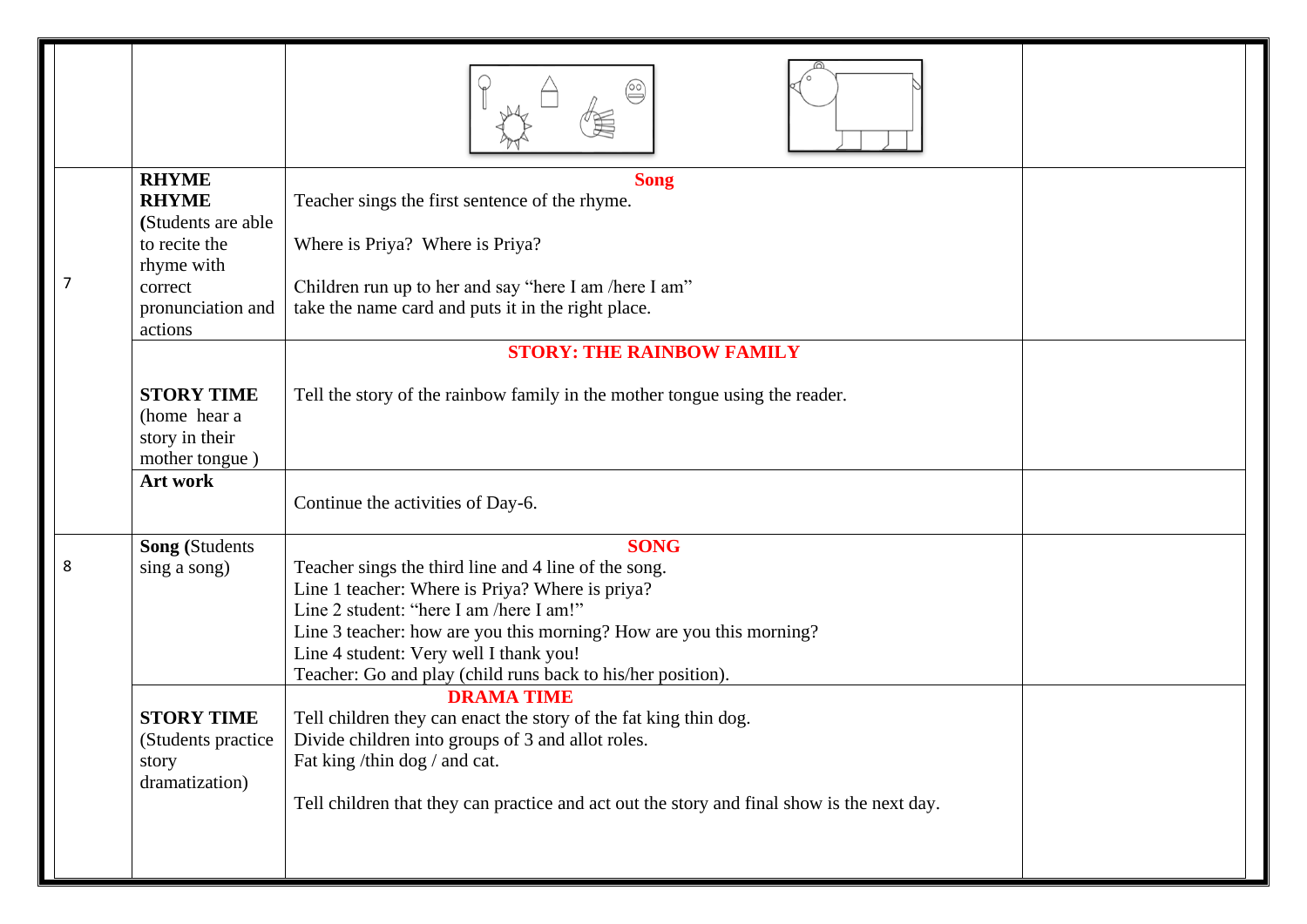| | | | |
|---|---|---|---|
| | | | |
| 7 | **RHYME**<br>**RHYME**<br>**(**Students are able to recite the rhyme with correct pronunciation and actions | **Song**<br>Teacher sings the first sentence of the rhyme.<br><br>Where is Priya? Where is Priya?<br><br>Children run up to her and say “here I am /here I am”<br>take the name card and puts it in the right place. | |
| | **STORY TIME**<br>(home hear a story in their mother tongue ) | **STORY: THE RAINBOW FAMILY**<br><br>Tell the story of the rainbow family in the mother tongue using the reader. | |
| | **Art work** | Continue the activities of Day-6. | |
| 8 | **Song (**Students sing a song) | **SONG**<br>Teacher sings the third line and 4 line of the song.<br>Line 1 teacher: Where is Priya? Where is priya?<br>Line 2 student: “here I am /here I am!”<br>Line 3 teacher: how are you this morning? How are you this morning?<br>Line 4 student: Very well I thank you!<br>Teacher: Go and play (child runs back to his/her position). | |
| | **STORY TIME**<br>(Students practice story dramatization) | **DRAMA TIME**<br>Tell children they can enact the story of the fat king thin dog.<br>Divide children into groups of 3 and allot roles.<br>Fat king /thin dog / and cat.<br><br>Tell children that they can practice and act out the story and final show is the next day. | |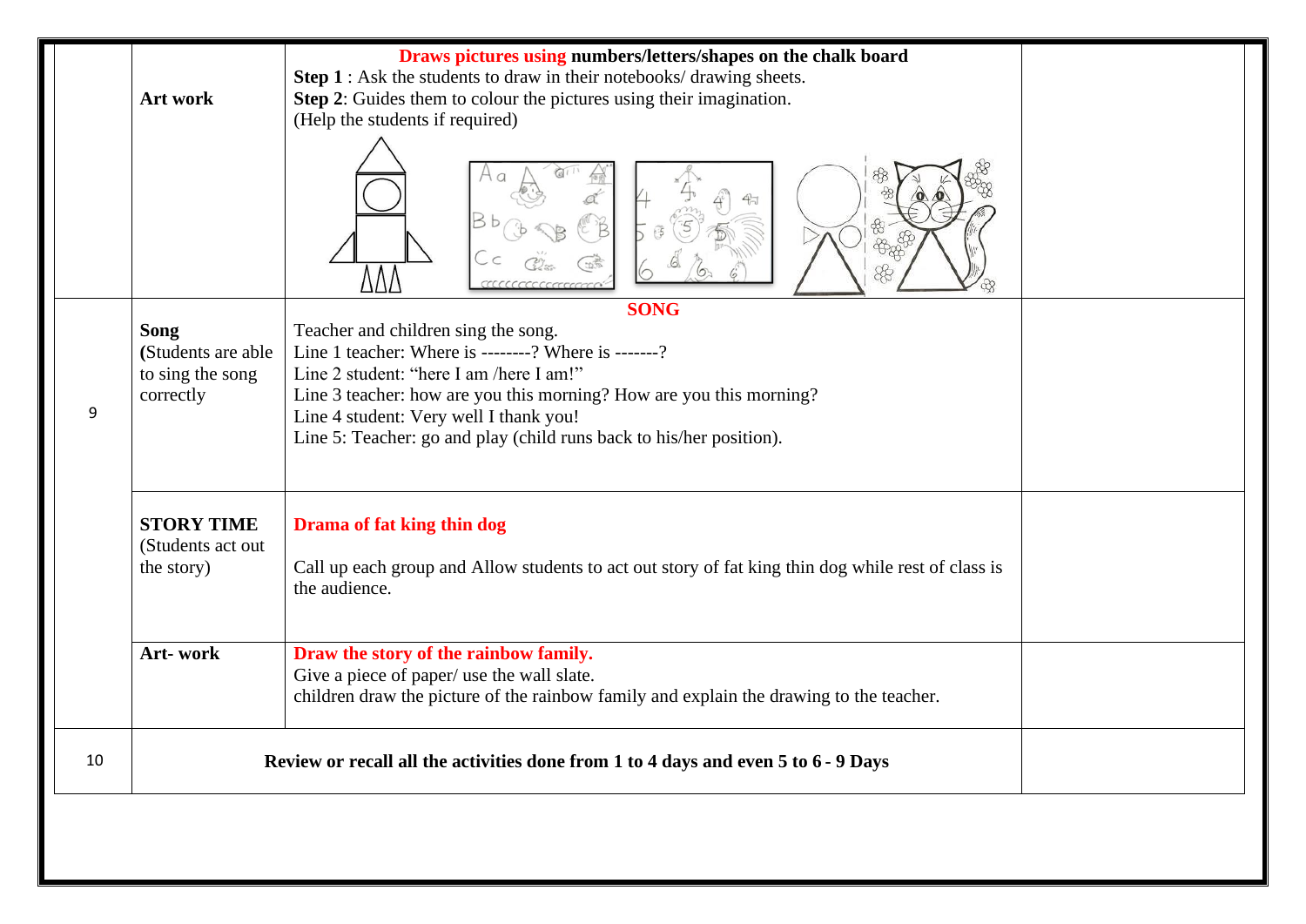| | | | |
|---|---|---|---|
| | **Art work** | **Draws pictures using numbers/letters/shapes on the chalk board**<br>**Step 1** : Ask the students to draw in their notebooks/ drawing sheets.<br>**Step 2**: Guides them to colour the pictures using their imagination.<br>(Help the students if required) | |
| 9 | **Song**<br>**(**Students are able to sing the song correctly | **SONG**<br>Teacher and children sing the song.<br>Line 1 teacher: Where is --------? Where is -------?<br>Line 2 student: "here I am /here I am!"<br>Line 3 teacher: how are you this morning? How are you this morning?<br>Line 4 student: Very well I thank you!<br>Line 5: Teacher: go and play (child runs back to his/her position). | |
| | **STORY TIME**<br>(Students act out the story) | **Drama of fat king thin dog**<br><br>Call up each group and Allow students to act out story of fat king thin dog while rest of class is the audience. | |
| | **Art- work** | **Draw the story of the rainbow family.**<br>Give a piece of paper/ use the wall slate.<br>children draw the picture of the rainbow family and explain the drawing to the teacher. | |
| 10 | **Review or recall all the activities done from 1 to 4 days and even 5 to 6 - 9 Days** | | |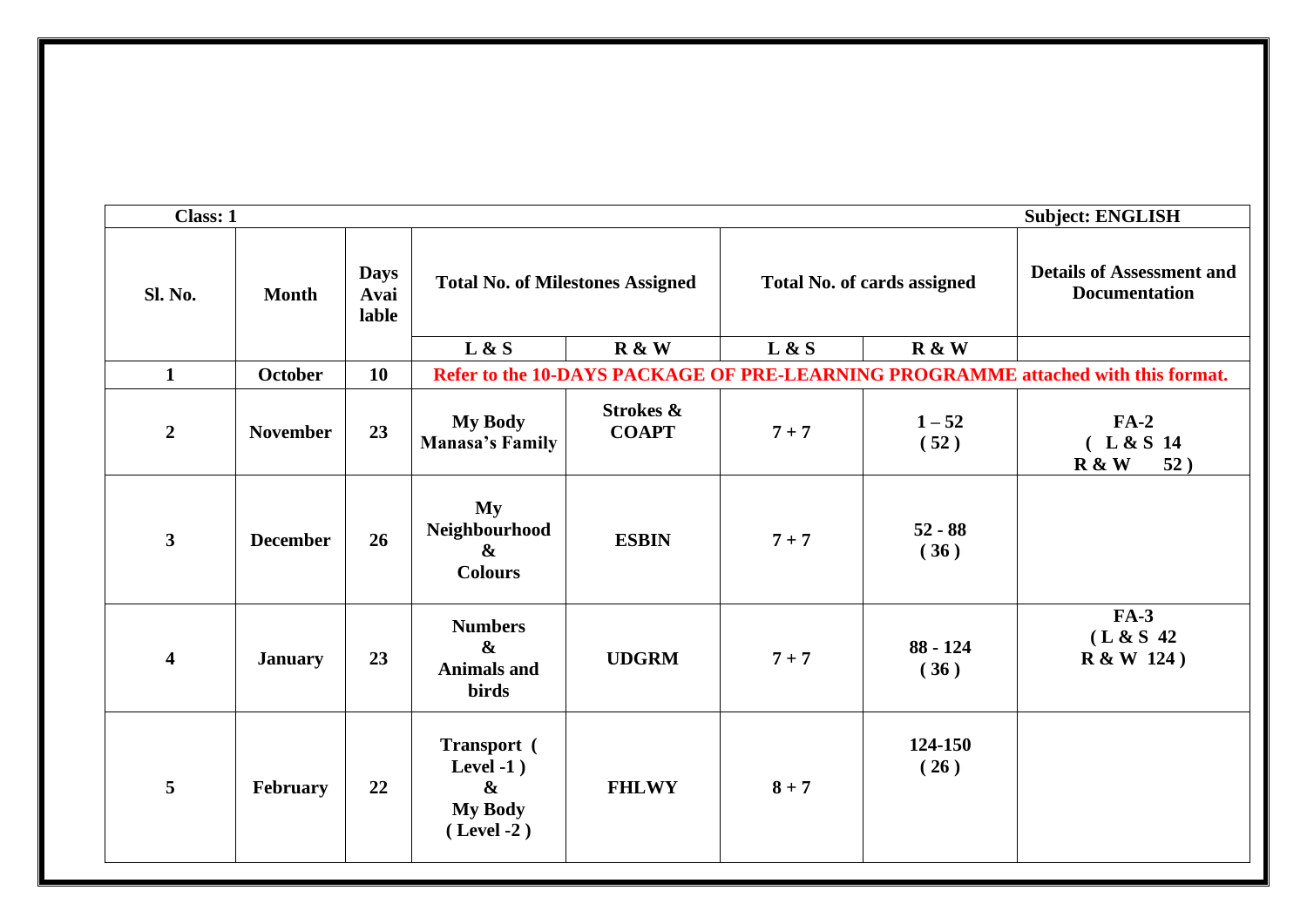**Class: 1** **Subject: ENGLISH**

| Sl. No. | Month | Days Available | Total No. of Milestones Assigned | | Total No. of cards assigned | | Details of Assessment and Documentation |
|---|---|---|---|---|---|---|---|
| | | | L & S | R & W | L & S | R & W | |
| 1 | October | 10 | Refer to the 10-DAYS PACKAGE OF PRE-LEARNING PROGRAMME attached with this format. | | | | |
| 2 | November | 23 | My Body Manasa's Family | Strokes & COAPT | 7 + 7 | 1 – 52 ( 52 ) | FA-2 ( L & S 14 R & W 52 ) |
| 3 | December | 26 | My Neighbourhood & Colours | ESBIN | 7 + 7 | 52 - 88 ( 36 ) | |
| 4 | January | 23 | Numbers & Animals and birds | UDGRM | 7 + 7 | 88 - 124 ( 36 ) | FA-3 ( L & S 42 R & W 124 ) |
| 5 | February | 22 | Transport ( Level -1 ) & My Body ( Level -2 ) | FHLWY | 8 + 7 | 124-150 ( 26 ) | |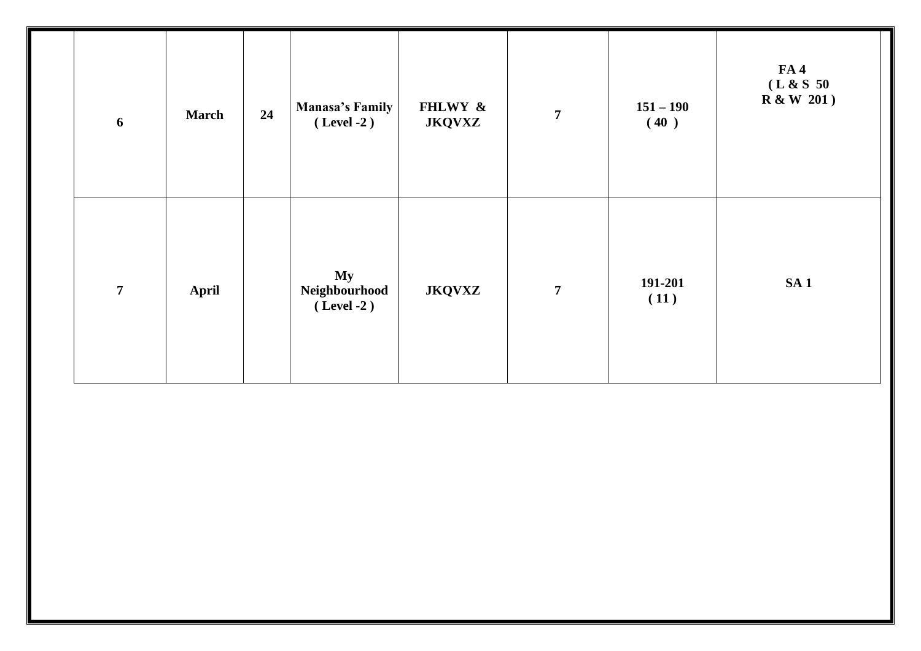| | | | | | | | |
|---|---|---|---|---|---|---|---|
| **6** | **March** | **24** | **Manasa's Family ( Level -2 )** | **FHLWY & JKQVXZ** | **7** | **151 – 190 ( 40 )** | **FA 4 ( L & S 50 R & W 201 )** |
| **7** | **April** | | **My Neighbourhood ( Level -2 )** | **JKQVXZ** | **7** | **191-201 ( 11 )** | **SA 1** |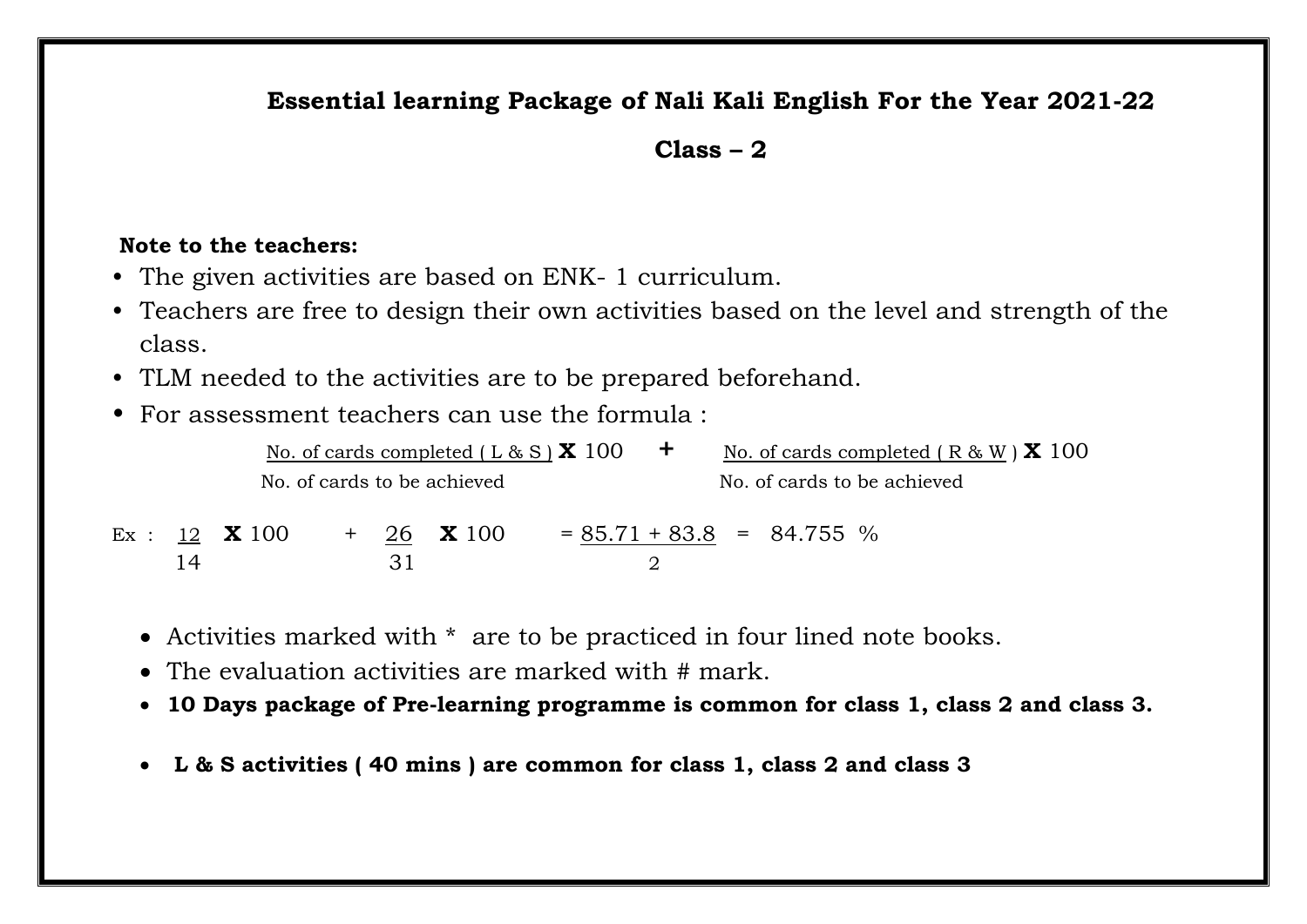# Essential learning Package of Nali Kali English For the Year 2021-22

## Class – 2

**Note to the teachers:**

- The given activities are based on ENK- 1 curriculum.
- Teachers are free to design their own activities based on the level and strength of the class.
- TLM needed to the activities are to be prepared beforehand.
- For assessment teachers can use the formula :

$$\frac{\text{No. of cards completed ( L \& S )}}{\text{No. of cards to be achieved}} \times 100 \quad + \quad \frac{\text{No. of cards completed ( R \& W )}}{\text{No. of cards to be achieved}} \times 100$$

Ex : $\frac{12}{14} \times 100 \quad + \quad \frac{26}{31} \times 100 \quad = \frac{85.71 + 83.8}{2} = 84.755 \%$

- Activities marked with * are to be practiced in four lined note books.
- The evaluation activities are marked with # mark.
- **10 Days package of Pre-learning programme is common for class 1, class 2 and class 3.**
- **L & S activities ( 40 mins ) are common for class 1, class 2 and class 3**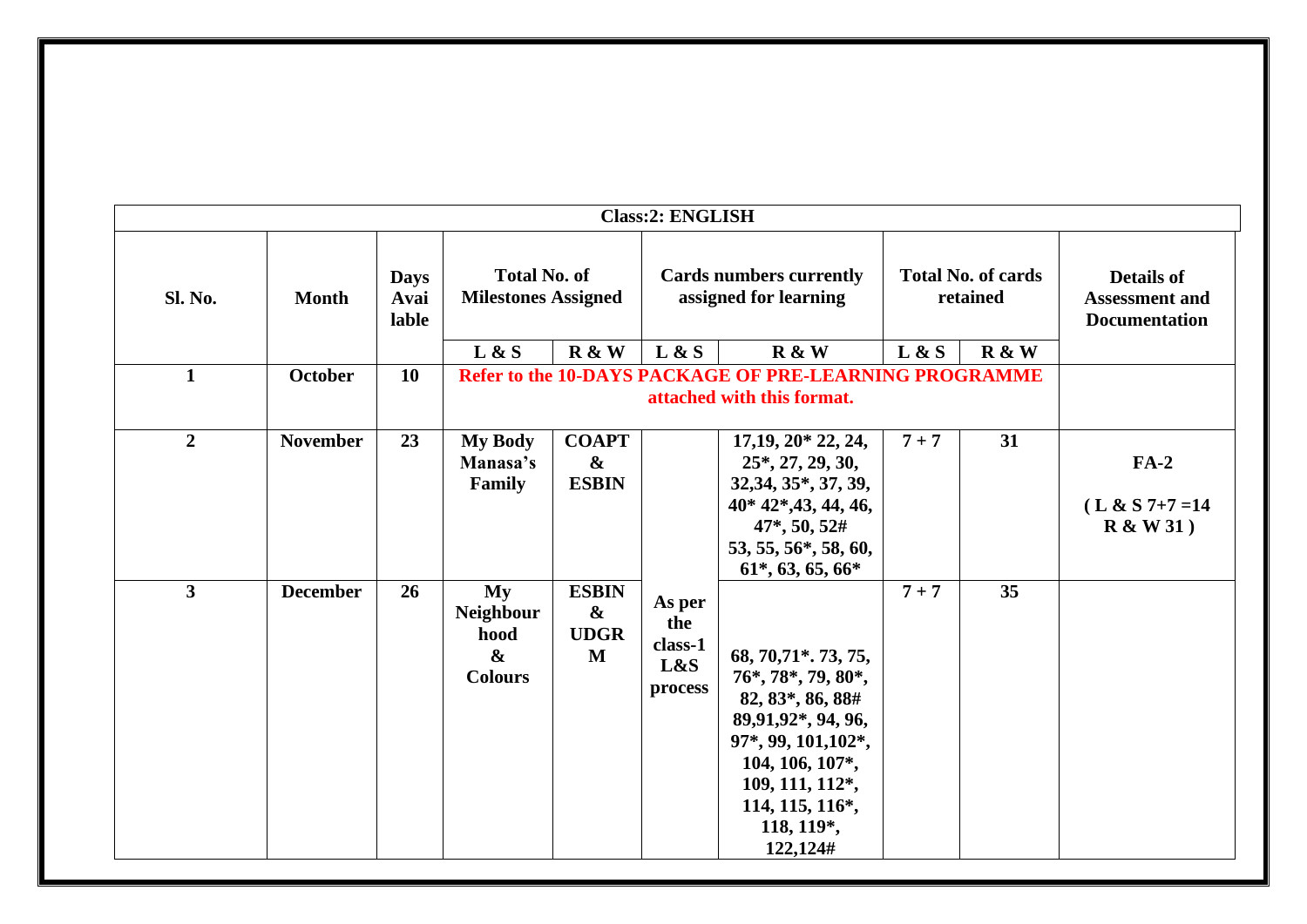| Class:2: ENGLISH | | | | | | | | | |
|---|---|---|---|---|---|---|---|---|---|
| **Sl. No.** | **Month** | **Days Available** | **Total No. of Milestones Assigned** | | **Cards numbers currently assigned for learning** | | **Total No. of cards retained** | | **Details of Assessment and Documentation** |
| | | | **L & S** | **R & W** | **L & S** | **R & W** | **L & S** | **R & W** | |
| **1** | **October** | **10** | **Refer to the 10-DAYS PACKAGE OF PRE-LEARNING PROGRAMME attached with this format.** | | | | | | |
| **2** | **November** | **23** | **My Body Manasa's Family** | **COAPT & ESBIN** | **As per the class-1 L&S process** | **17,19, 20* 22, 24, 25*, 27, 29, 30, 32,34, 35*, 37, 39, 40* 42*,43, 44, 46, 47*, 50, 52# 53, 55, 56*, 58, 60, 61*, 63, 65, 66*** | **7 + 7** | **31** | **FA-2 ( L & S 7+7 =14 R & W 31 )** |
| **3** | **December** | **26** | **My Neighbourhood & Colours** | **ESBIN & UDGRM** | | **68, 70,71*. 73, 75, 76*, 78*, 79, 80*, 82, 83*, 86, 88# 89,91,92*, 94, 96, 97*, 99, 101,102*, 104, 106, 107*, 109, 111, 112*, 114, 115, 116*, 118, 119*, 122,124#** | **7 + 7** | **35** | |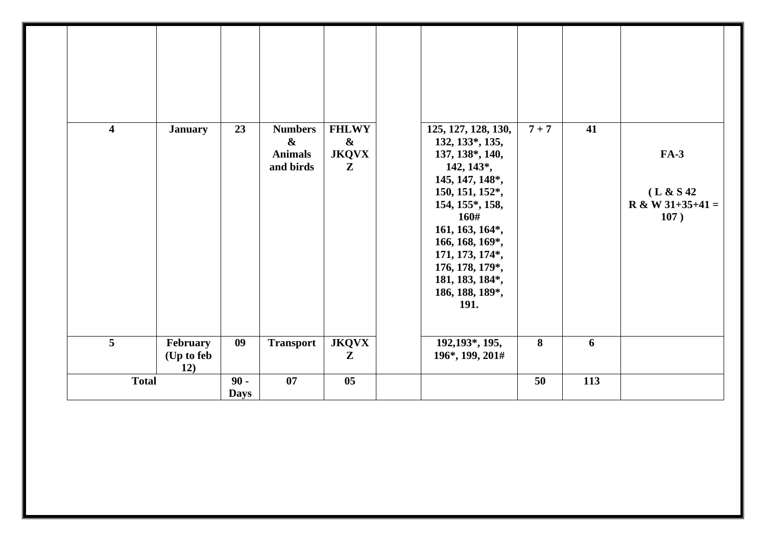|  |  |  |  |  |  |  |  |  |  |
|---|---|---|---|---|---|---|---|---|---|
|  |  |  |  |  |  |  |  |  |  |
| **4** | **January** | **23** | **Numbers & Animals and birds** | **FHLWY & JKQVX Z** |  | **125, 127, 128, 130, 132, 133*, 135, 137, 138*, 140, 142, 143*, 145, 147, 148*, 150, 151, 152*, 154, 155*, 158, 160# 161, 163, 164*, 166, 168, 169*, 171, 173, 174*, 176, 178, 179*, 181, 183, 184*, 186, 188, 189*, 191.** | **7 + 7** | **41** | **FA-3** <br> **( L & S 42 R & W 31+35+41 = 107 )** |
| **5** | **February (Up to feb 12)** | **09** | **Transport** | **JKQVX Z** |  | **192,193*, 195, 196*, 199, 201#** | **8** | **6** |  |
| **Total** |  | **90 - Days** | **07** | **05** |  |  | **50** | **113** |  |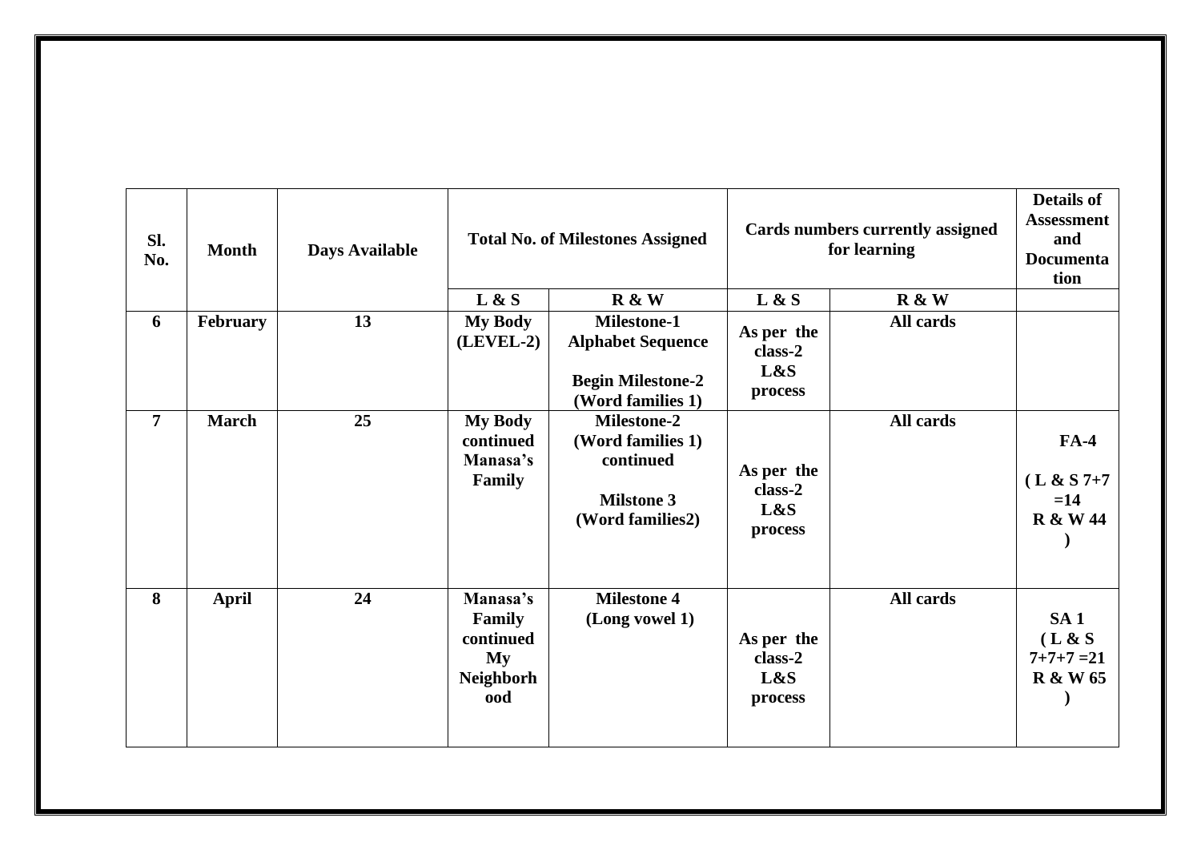| Sl. No. | Month | Days Available | Total No. of Milestones Assigned | | Cards numbers currently assigned for learning | | Details of Assessment and Documentation |
|---|---|---|---|---|---|---|---|
| | | | **L & S** | **R & W** | **L & S** | **R & W** | |
| **6** | **February** | **13** | **My Body (LEVEL-2)** | **Milestone-1 Alphabet Sequence**<br><br>**Begin Milestone-2 (Word families 1)** | **As per the class-2 L&S process** | **All cards** | |
| **7** | **March** | **25** | **My Body continued Manasa's Family** | **Milestone-2 (Word families 1) continued**<br><br>**Milstone 3 (Word families2)** | **As per the class-2 L&S process** | **All cards** | **FA-4**<br><br>**( L & S 7+7 =14 R & W 44 )** |
| **8** | **April** | **24** | **Manasa's Family continued My Neighborhood** | **Milestone 4 (Long vowel 1)** | **As per the class-2 L&S process** | **All cards** | **SA 1 ( L & S 7+7+7 =21 R & W 65 )** |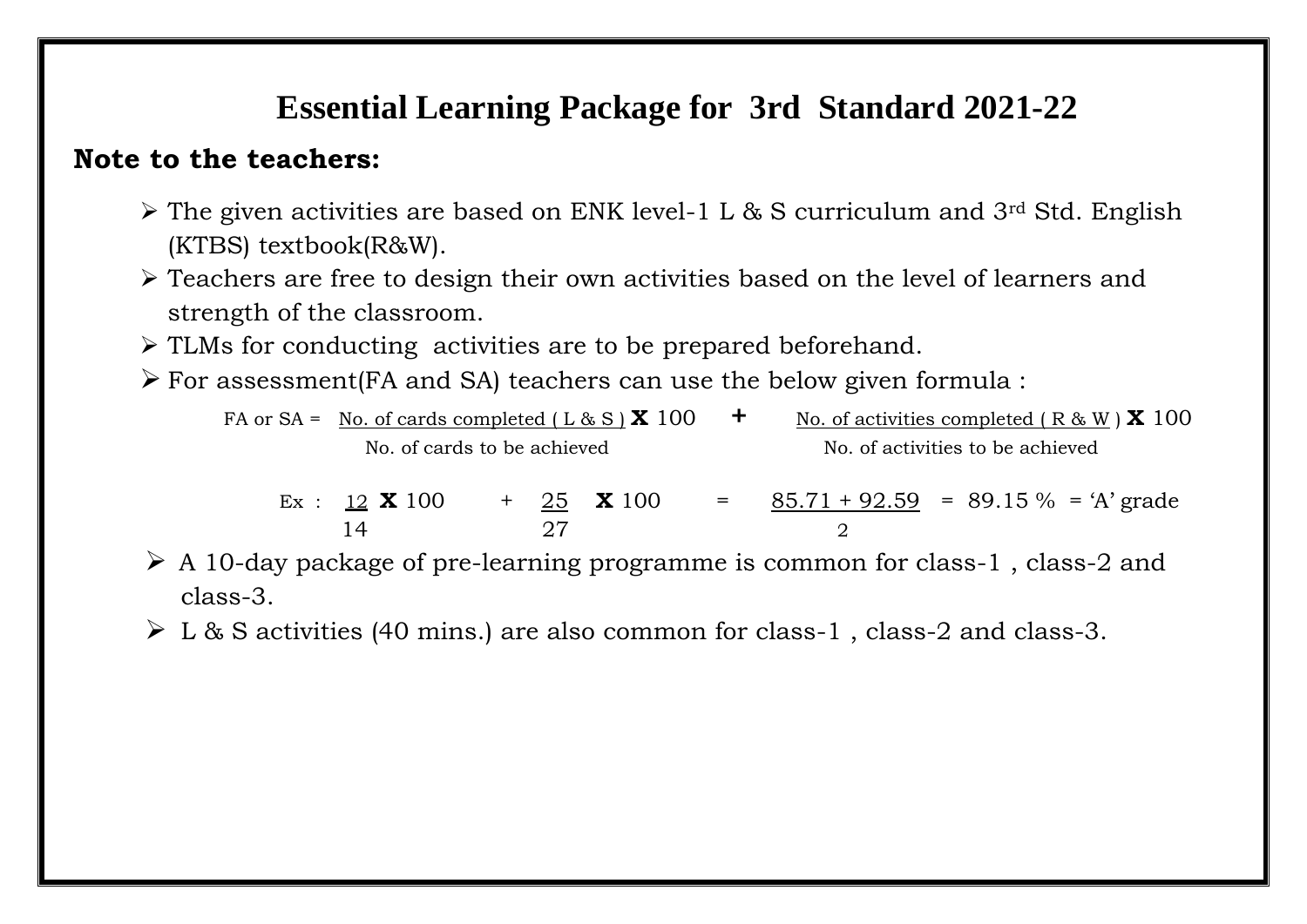# Essential Learning Package for 3rd Standard 2021-22

**Note to the teachers:**

- The given activities are based on ENK level-1 L & S curriculum and 3rd Std. English (KTBS) textbook(R&W).
- Teachers are free to design their own activities based on the level of learners and strength of the classroom.
- TLMs for conducting activities are to be prepared beforehand.
- For assessment(FA and SA) teachers can use the below given formula :

$$\text{FA or SA} = \frac{\text{No. of cards completed ( L \& S )}}{\text{No. of cards to be achieved}} \times 100 + \frac{\text{No. of activities completed ( R \& W )}}{\text{No. of activities to be achieved}} \times 100$$

$$\text{Ex :} \quad \frac{12}{14} \times 100 + \frac{25}{27} \times 100 = \frac{85.71 + 92.59}{2} = 89.15\,\% = \text{'A' grade}$$

- A 10-day package of pre-learning programme is common for class-1 , class-2 and class-3.
- L & S activities (40 mins.) are also common for class-1 , class-2 and class-3.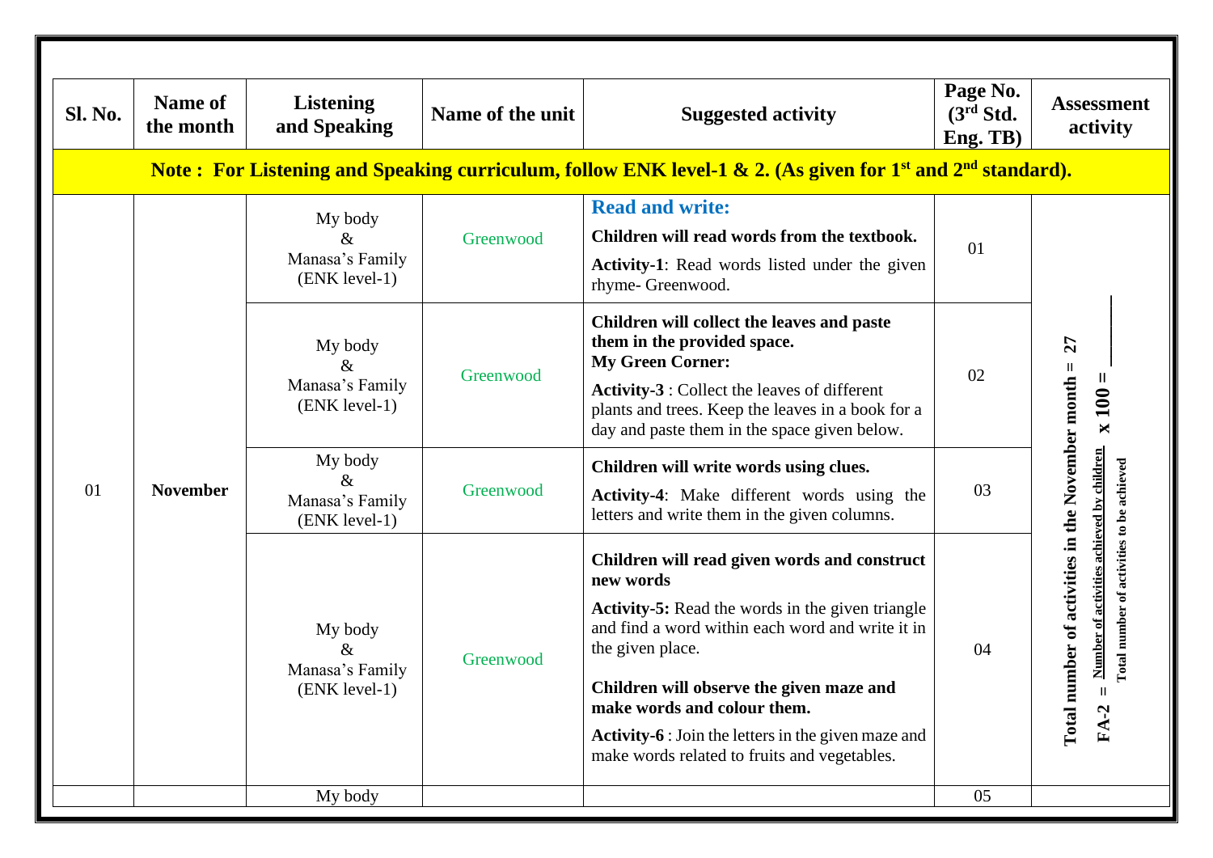| Sl. No. | Name of the month | Listening and Speaking | Name of the unit | Suggested activity | Page No. (3rd Std. Eng. TB) | Assessment activity |
|---|---|---|---|---|---|---|
| **Note : For Listening and Speaking curriculum, follow ENK level-1 & 2. (As given for 1st and 2nd standard).** | | | | | | |
| 01 | **November** | My body & Manasa's Family (ENK level-1) | Greenwood | **Read and write:** **Children will read words from the textbook.** **Activity-1**: Read words listed under the given rhyme- Greenwood. | 01 | **Total number of activities in the November month = 27** **FA-2 = $\frac{\text{Number of activities achieved by children}}{\text{Total number of activities to be achieved}}$ x 100 = \_\_\_\_** |
| | | My body & Manasa's Family (ENK level-1) | Greenwood | **Children will collect the leaves and paste them in the provided space.** **My Green Corner:** **Activity-3** : Collect the leaves of different plants and trees. Keep the leaves in a book for a day and paste them in the space given below. | 02 | |
| | | My body & Manasa's Family (ENK level-1) | Greenwood | **Children will write words using clues.** **Activity-4**: Make different words using the letters and write them in the given columns. | 03 | |
| | | My body & Manasa's Family (ENK level-1) | Greenwood | **Children will read given words and construct new words** **Activity-5:** Read the words in the given triangle and find a word within each word and write it in the given place. **Children will observe the given maze and make words and colour them.** **Activity-6** : Join the letters in the given maze and make words related to fruits and vegetables. | 04 | |
| | | My body | | | 05 | |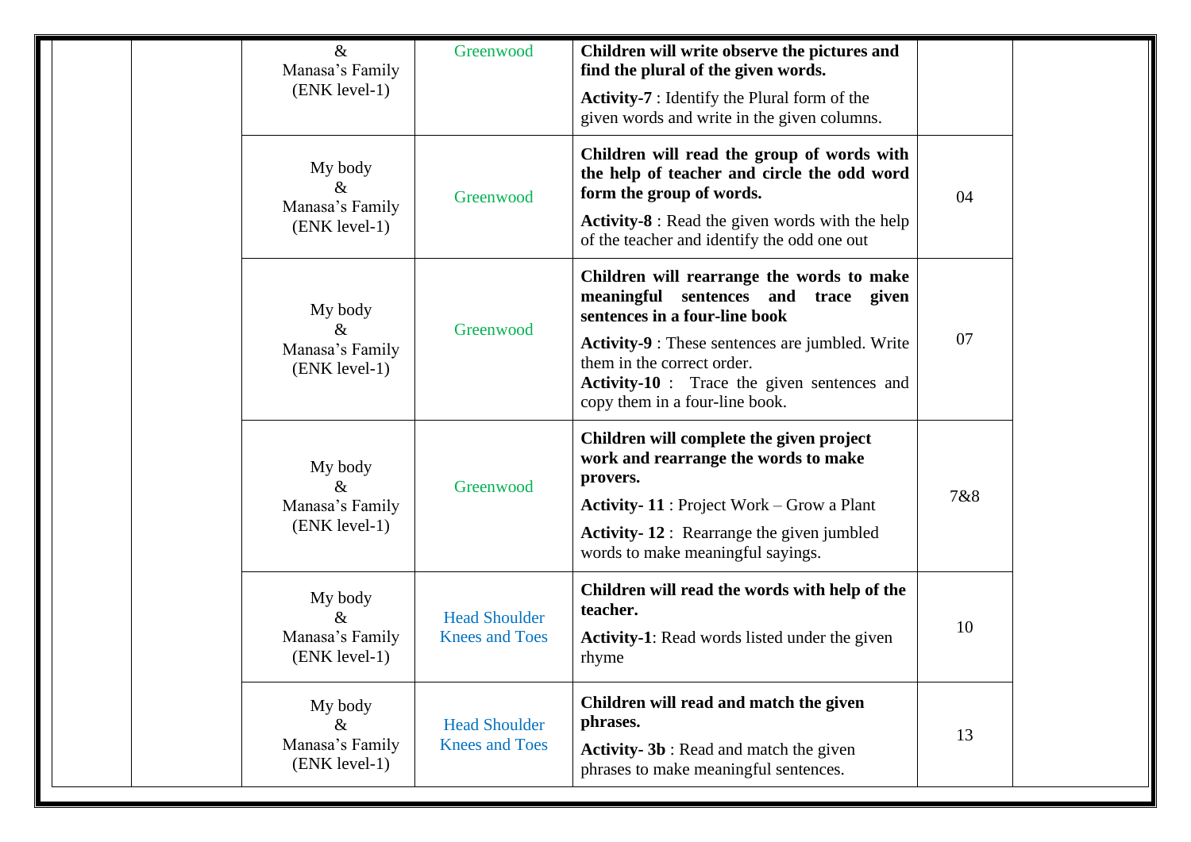| | | | | | | |
|---|---|---|---|---|---|---|
| | | & Manasa's Family (ENK level-1) | Greenwood | **Children will write observe the pictures and find the plural of the given words.** **Activity-7** : Identify the Plural form of the given words and write in the given columns. | | |
| | | My body & Manasa's Family (ENK level-1) | Greenwood | **Children will read the group of words with the help of teacher and circle the odd word form the group of words.** **Activity-8** : Read the given words with the help of the teacher and identify the odd one out | 04 | |
| | | My body & Manasa's Family (ENK level-1) | Greenwood | **Children will rearrange the words to make meaningful sentences and trace given sentences in a four-line book** **Activity-9** : These sentences are jumbled. Write them in the correct order. **Activity-10** : Trace the given sentences and copy them in a four-line book. | 07 | |
| | | My body & Manasa's Family (ENK level-1) | Greenwood | **Children will complete the given project work and rearrange the words to make provers.** **Activity- 11** : Project Work – Grow a Plant **Activity- 12** : Rearrange the given jumbled words to make meaningful sayings. | 7&8 | |
| | | My body & Manasa's Family (ENK level-1) | Head Shoulder Knees and Toes | **Children will read the words with help of the teacher.** **Activity-1**: Read words listed under the given rhyme | 10 | |
| | | My body & Manasa's Family (ENK level-1) | Head Shoulder Knees and Toes | **Children will read and match the given phrases.** **Activity- 3b** : Read and match the given phrases to make meaningful sentences. | 13 | |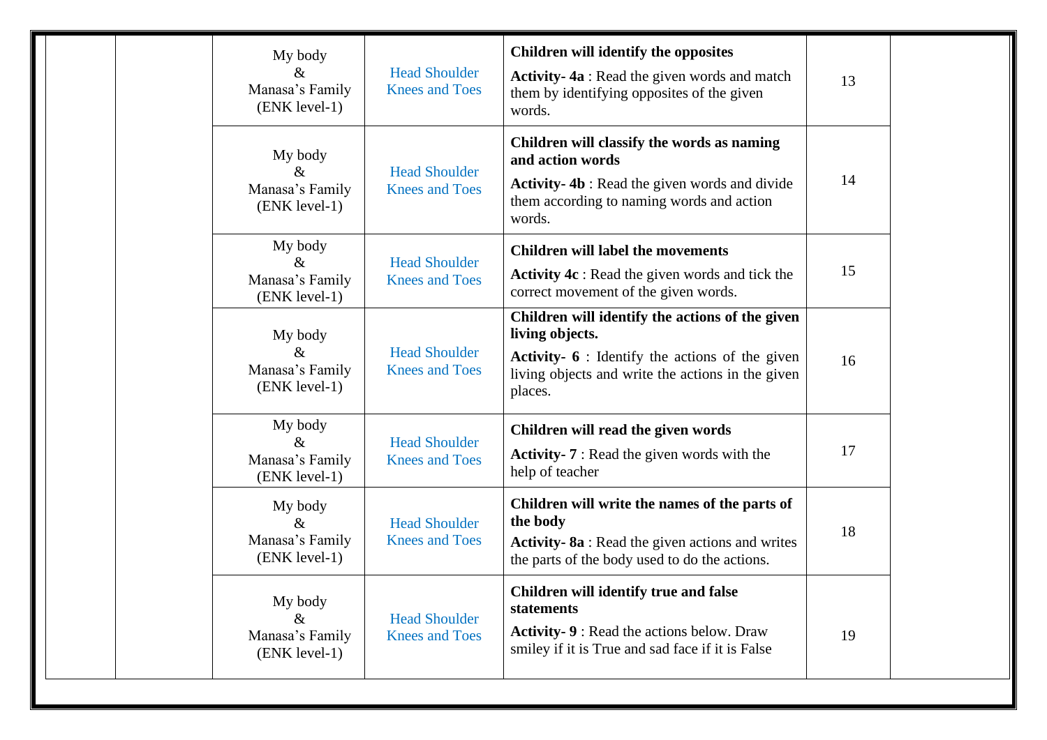| | | | | | | |
|---|---|---|---|---|---|---|
| | | My body & Manasa's Family (ENK level-1) | Head Shoulder Knees and Toes | **Children will identify the opposites** **Activity- 4a** : Read the given words and match them by identifying opposites of the given words. | 13 | |
| | | My body & Manasa's Family (ENK level-1) | Head Shoulder Knees and Toes | **Children will classify the words as naming and action words** **Activity- 4b** : Read the given words and divide them according to naming words and action words. | 14 | |
| | | My body & Manasa's Family (ENK level-1) | Head Shoulder Knees and Toes | **Children will label the movements** **Activity 4c** : Read the given words and tick the correct movement of the given words. | 15 | |
| | | My body & Manasa's Family (ENK level-1) | Head Shoulder Knees and Toes | **Children will identify the actions of the given living objects.** **Activity- 6** : Identify the actions of the given living objects and write the actions in the given places. | 16 | |
| | | My body & Manasa's Family (ENK level-1) | Head Shoulder Knees and Toes | **Children will read the given words** **Activity- 7** : Read the given words with the help of teacher | 17 | |
| | | My body & Manasa's Family (ENK level-1) | Head Shoulder Knees and Toes | **Children will write the names of the parts of the body** **Activity- 8a** : Read the given actions and writes the parts of the body used to do the actions. | 18 | |
| | | My body & Manasa's Family (ENK level-1) | Head Shoulder Knees and Toes | **Children will identify true and false statements** **Activity- 9** : Read the actions below. Draw smiley if it is True and sad face if it is False | 19 | |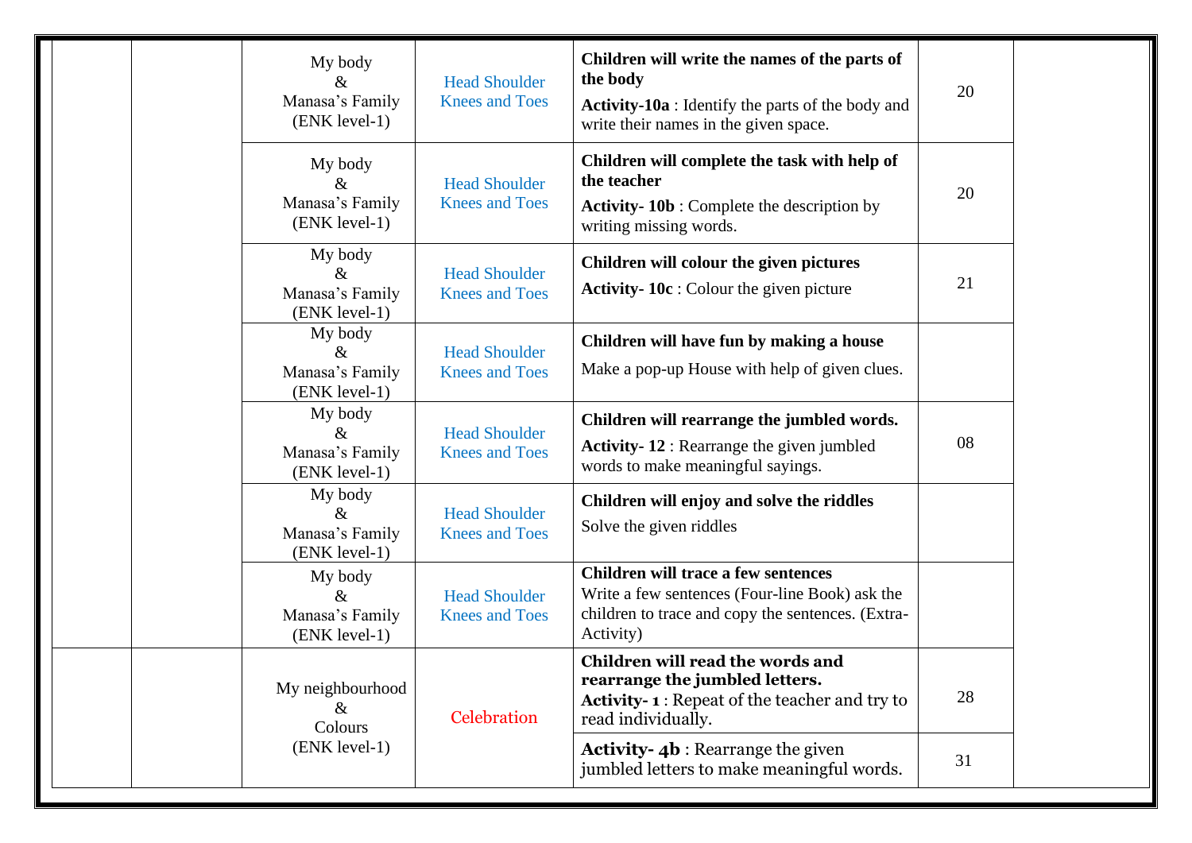| | | | | | | |
|---|---|---|---|---|---|---|
| | | My body & Manasa's Family (ENK level-1) | Head Shoulder Knees and Toes | **Children will write the names of the parts of the body** **Activity-10a** : Identify the parts of the body and write their names in the given space. | 20 | |
| | | My body & Manasa's Family (ENK level-1) | Head Shoulder Knees and Toes | **Children will complete the task with help of the teacher** **Activity- 10b** : Complete the description by writing missing words. | 20 | |
| | | My body & Manasa's Family (ENK level-1) | Head Shoulder Knees and Toes | **Children will colour the given pictures** **Activity- 10c** : Colour the given picture | 21 | |
| | | My body & Manasa's Family (ENK level-1) | Head Shoulder Knees and Toes | **Children will have fun by making a house** Make a pop-up House with help of given clues. | | |
| | | My body & Manasa's Family (ENK level-1) | Head Shoulder Knees and Toes | **Children will rearrange the jumbled words.** **Activity- 12** : Rearrange the given jumbled words to make meaningful sayings. | 08 | |
| | | My body & Manasa's Family (ENK level-1) | Head Shoulder Knees and Toes | **Children will enjoy and solve the riddles** Solve the given riddles | | |
| | | My body & Manasa's Family (ENK level-1) | Head Shoulder Knees and Toes | **Children will trace a few sentences** Write a few sentences (Four-line Book) ask the children to trace and copy the sentences. (Extra-Activity) | | |
| | | My neighbourhood & Colours (ENK level-1) | Celebration | **Children will read the words and rearrange the jumbled letters.** **Activity- 1** : Repeat of the teacher and try to read individually. | 28 | |
| | | | | **Activity- 4b** : Rearrange the given jumbled letters to make meaningful words. | 31 | |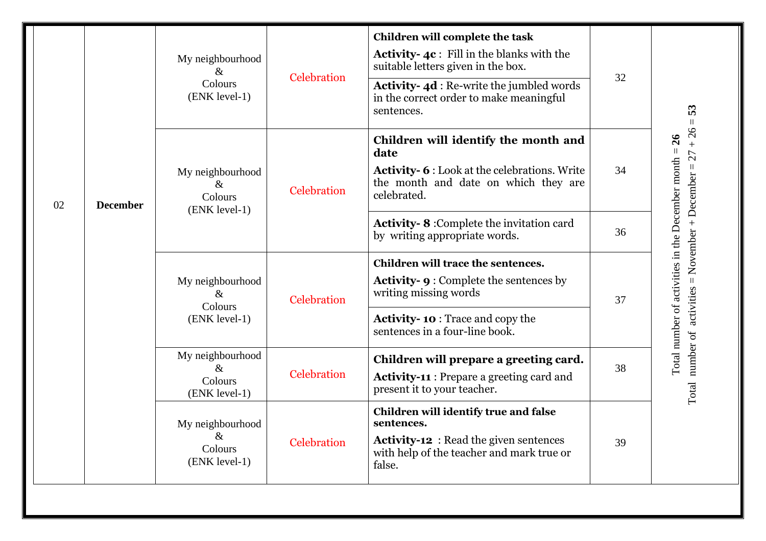| | | | | | | |
|---|---|---|---|---|---|---|
| 02 | **December** | My neighbourhood & Colours (ENK level-1) | Celebration | **Children will complete the task** **Activity- 4c** : Fill in the blanks with the suitable letters given in the box. | 32 | Total number of activities in the December month = **26** Total number of activities = November + December = 27 + 26 = **53** |
| | | | | **Activity- 4d** : Re-write the jumbled words in the correct order to make meaningful sentences. | | |
| | | My neighbourhood & Colours (ENK level-1) | Celebration | **Children will identify the month and date** **Activity- 6** : Look at the celebrations. Write the month and date on which they are celebrated. | 34 | |
| | | | | **Activity- 8** :Complete the invitation card by writing appropriate words. | 36 | |
| | | My neighbourhood & Colours (ENK level-1) | Celebration | **Children will trace the sentences.** **Activity- 9** : Complete the sentences by writing missing words | 37 | |
| | | | | **Activity- 10** : Trace and copy the sentences in a four-line book. | | |
| | | My neighbourhood & Colours (ENK level-1) | Celebration | **Children will prepare a greeting card.** **Activity-11** : Prepare a greeting card and present it to your teacher. | 38 | |
| | | My neighbourhood & Colours (ENK level-1) | Celebration | **Children will identify true and false sentences.** **Activity-12** : Read the given sentences with help of the teacher and mark true or false. | 39 | |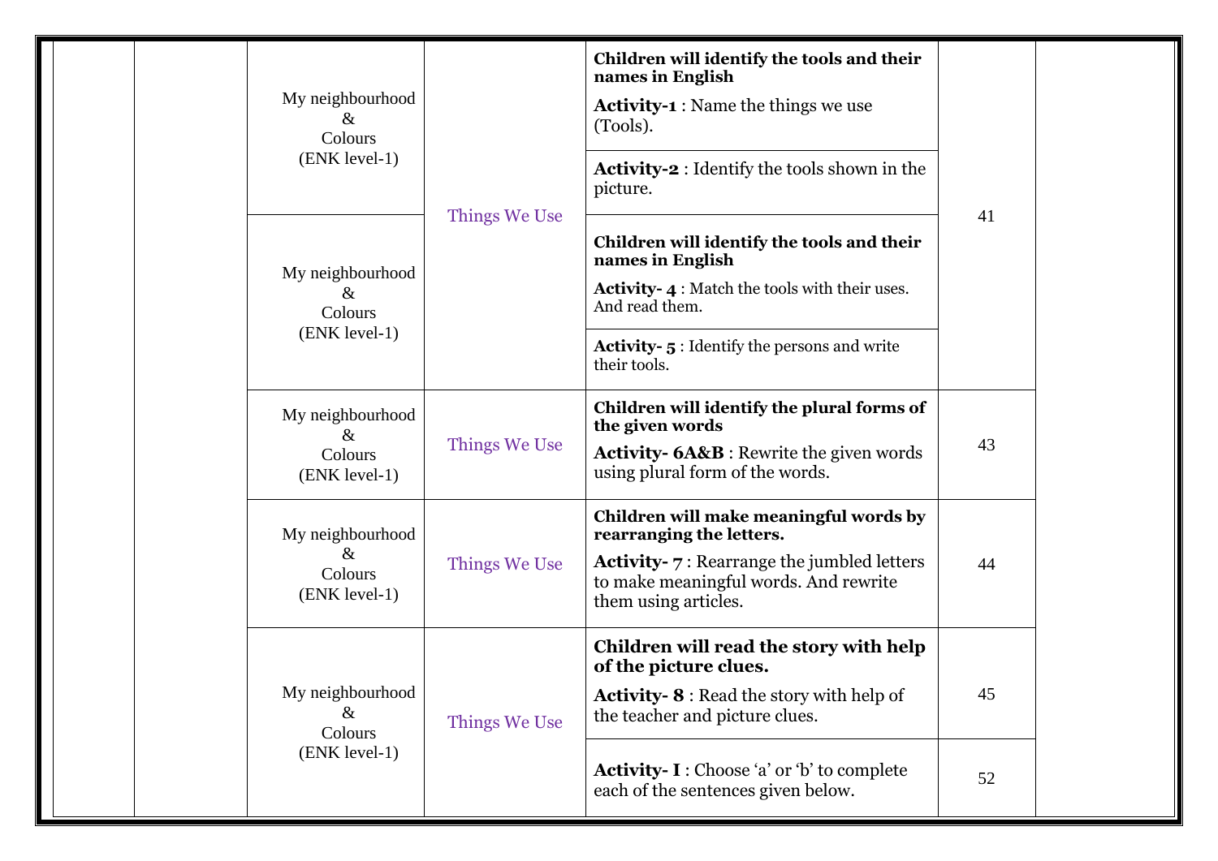|  |  | Topic | Lesson | Learning Outcomes / Activities | Page | |
|---|---|---|---|---|---|---|
|  |  | My neighbourhood & Colours (ENK level-1) | Things We Use | **Children will identify the tools and their names in English** **Activity-1** : Name the things we use (Tools). | 41 |  |
|  |  |  |  | **Activity-2** : Identify the tools shown in the picture. |  |  |
|  |  | My neighbourhood & Colours (ENK level-1) |  | **Children will identify the tools and their names in English** **Activity- 4** : Match the tools with their uses. And read them. |  |  |
|  |  |  |  | **Activity- 5** : Identify the persons and write their tools. |  |  |
|  |  | My neighbourhood & Colours (ENK level-1) | Things We Use | **Children will identify the plural forms of the given words** **Activity- 6A&B** : Rewrite the given words using plural form of the words. | 43 |  |
|  |  | My neighbourhood & Colours (ENK level-1) | Things We Use | **Children will make meaningful words by rearranging the letters.** **Activity- 7** : Rearrange the jumbled letters to make meaningful words. And rewrite them using articles. | 44 |  |
|  |  | My neighbourhood & Colours (ENK level-1) | Things We Use | **Children will read the story with help of the picture clues.** **Activity- 8** : Read the story with help of the teacher and picture clues. | 45 |  |
|  |  |  |  | **Activity- I** : Choose 'a' or 'b' to complete each of the sentences given below. | 52 |  |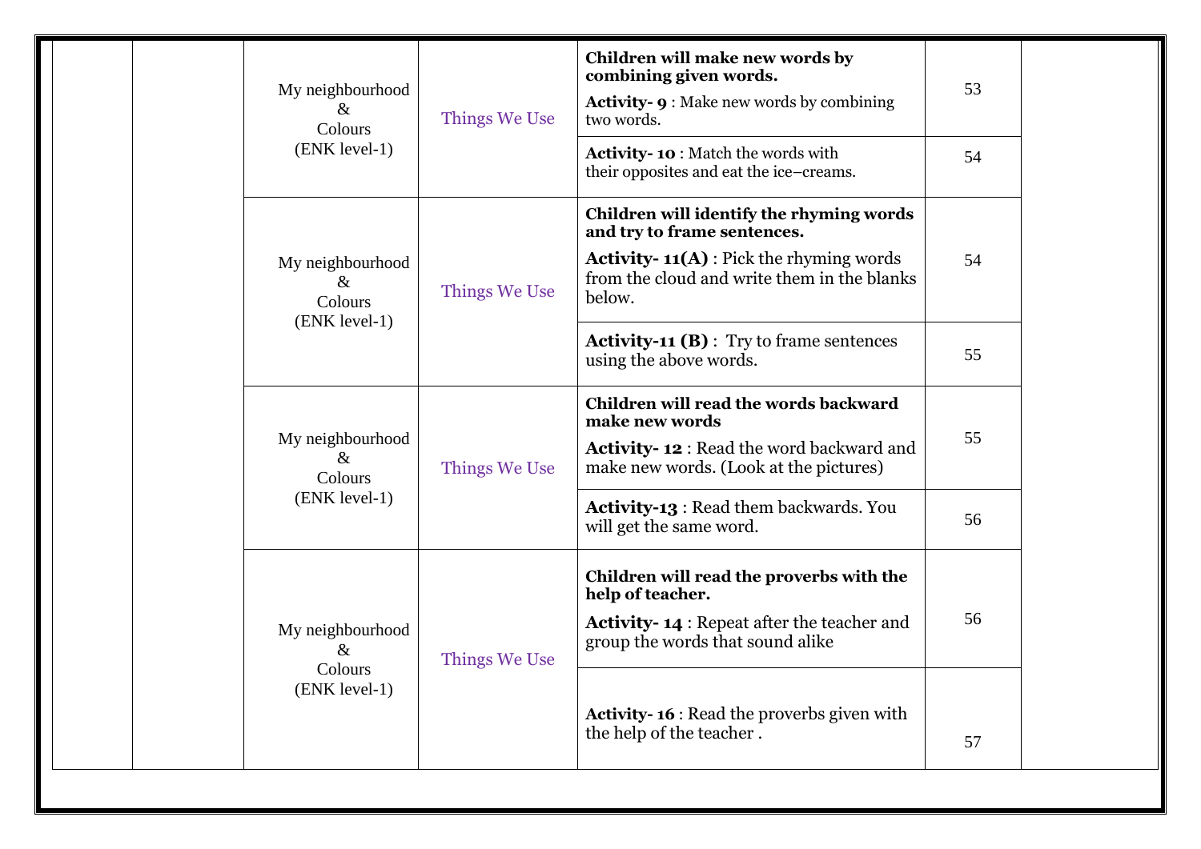|  |  |  |  |  |  |  |
|---|---|---|---|---|---|---|
|  |  | My neighbourhood & Colours (ENK level-1) | Things We Use | **Children will make new words by combining given words.** **Activity- 9** : Make new words by combining two words. | 53 |  |
|  |  |  |  | **Activity- 10** : Match the words with their opposites and eat the ice–creams. | 54 |  |
|  |  | My neighbourhood & Colours (ENK level-1) | Things We Use | **Children will identify the rhyming words and try to frame sentences.** **Activity- 11(A)** : Pick the rhyming words from the cloud and write them in the blanks below. | 54 |  |
|  |  |  |  | **Activity-11 (B)** : Try to frame sentences using the above words. | 55 |  |
|  |  | My neighbourhood & Colours (ENK level-1) | Things We Use | **Children will read the words backward make new words** **Activity- 12** : Read the word backward and make new words. (Look at the pictures) | 55 |  |
|  |  |  |  | **Activity-13** : Read them backwards. You will get the same word. | 56 |  |
|  |  | My neighbourhood & Colours (ENK level-1) | Things We Use | **Children will read the proverbs with the help of teacher.** **Activity- 14** : Repeat after the teacher and group the words that sound alike | 56 |  |
|  |  |  |  | **Activity- 16** : Read the proverbs given with the help of the teacher . | 57 |  |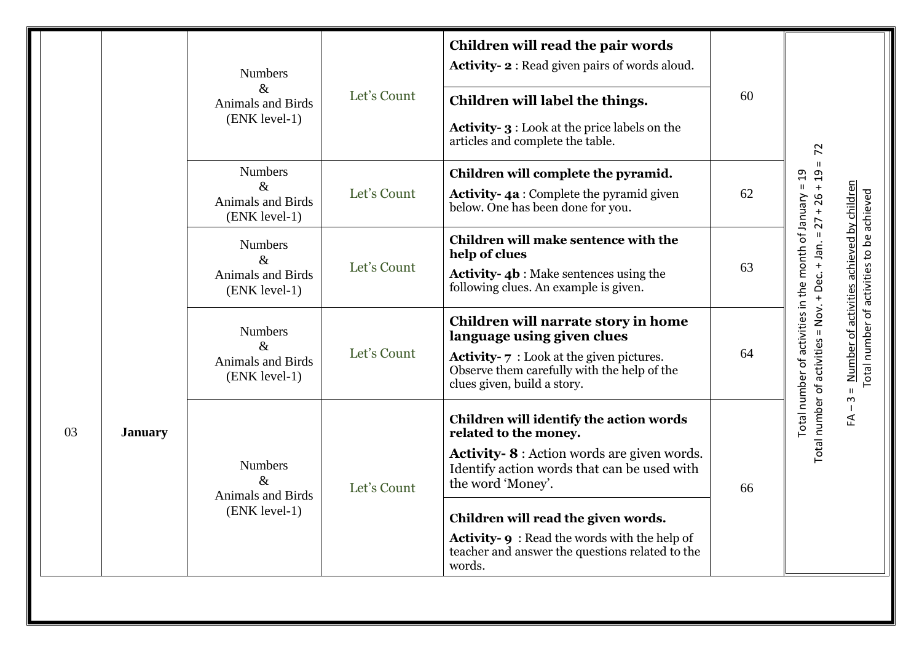| 03 | January | Numbers & Animals and Birds (ENK level-1) | Let's Count | **Children will read the pair words** **Activity- 2** : Read given pairs of words aloud. | 60 | Total number of activities in the month of January = 19 Total number of activities = Nov. + Dec. + Jan. = 27 + 26 + 19 = 72 FA – 3 = Number of activities achieved by children / Total number of activities to be achieved |
|---|---|---|---|---|---|---|
| | | | | **Children will label the things.** **Activity- 3** : Look at the price labels on the articles and complete the table. | | |
| | | Numbers & Animals and Birds (ENK level-1) | Let's Count | **Children will complete the pyramid.** **Activity- 4a** : Complete the pyramid given below. One has been done for you. | 62 | |
| | | Numbers & Animals and Birds (ENK level-1) | Let's Count | **Children will make sentence with the help of clues** **Activity- 4b** : Make sentences using the following clues. An example is given. | 63 | |
| | | Numbers & Animals and Birds (ENK level-1) | Let's Count | **Children will narrate story in home language using given clues** **Activity- 7** : Look at the given pictures. Observe them carefully with the help of the clues given, build a story. | 64 | |
| | | Numbers & Animals and Birds (ENK level-1) | Let's Count | **Children will identify the action words related to the money.** **Activity- 8** : Action words are given words. Identify action words that can be used with the word 'Money'. | 66 | |
| | | | | **Children will read the given words.** **Activity- 9** : Read the words with the help of teacher and answer the questions related to the words. | | |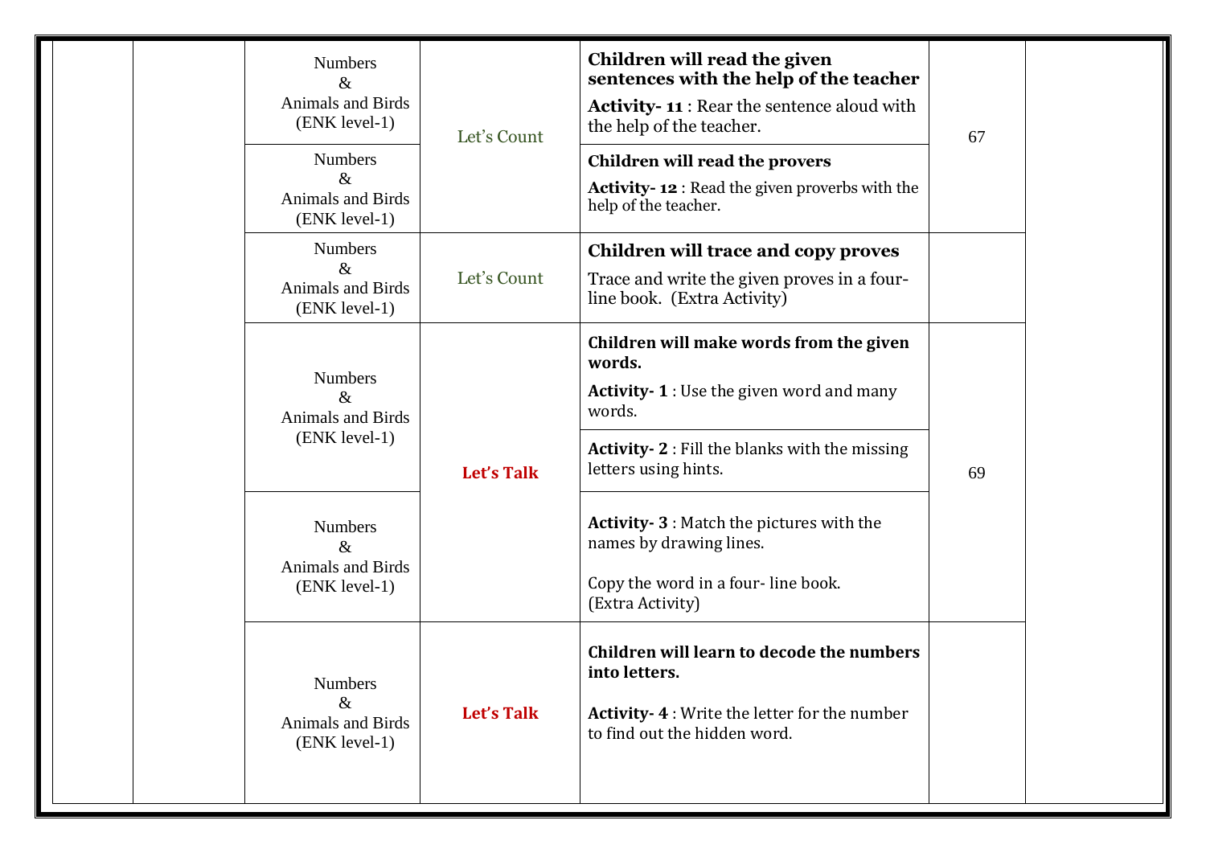|  |  |  |  |  |  |  |
|---|---|---|---|---|---|---|
|  |  | Numbers & Animals and Birds (ENK level-1) | Let's Count | **Children will read the given sentences with the help of the teacher** **Activity- 11** : Rear the sentence aloud with the help of the teacher. | 67 |  |
|  |  | Numbers & Animals and Birds (ENK level-1) |  | **Children will read the provers** **Activity- 12** : Read the given proverbs with the help of the teacher. |  |  |
|  |  | Numbers & Animals and Birds (ENK level-1) | Let's Count | **Children will trace and copy proves** Trace and write the given proves in a four-line book. (Extra Activity) |  |  |
|  |  | Numbers & Animals and Birds (ENK level-1) | **Let's Talk** | **Children will make words from the given words.** **Activity- 1** : Use the given word and many words. | 69 |  |
|  |  |  |  | **Activity- 2** : Fill the blanks with the missing letters using hints. |  |  |
|  |  | Numbers & Animals and Birds (ENK level-1) |  | **Activity- 3** : Match the pictures with the names by drawing lines. Copy the word in a four- line book. (Extra Activity) |  |  |
|  |  | Numbers & Animals and Birds (ENK level-1) | **Let's Talk** | **Children will learn to decode the numbers into letters.** **Activity- 4** : Write the letter for the number to find out the hidden word. |  |  |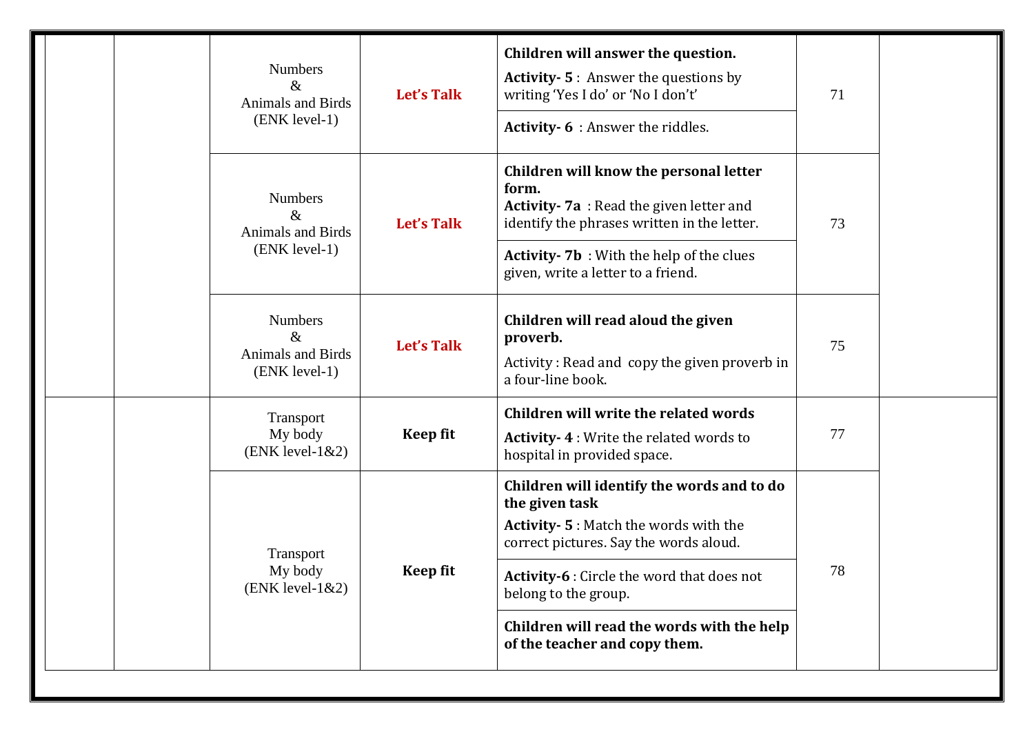|  |  |  |  |  |  |  |
|---|---|---|---|---|---|---|
|  |  | Numbers & Animals and Birds (ENK level-1) | **Let's Talk** | **Children will answer the question.** **Activity- 5** : Answer the questions by writing 'Yes I do' or 'No I don't' | 71 |  |
|  |  |  |  | **Activity- 6** : Answer the riddles. |  |  |
|  |  | Numbers & Animals and Birds (ENK level-1) | **Let's Talk** | **Children will know the personal letter form.** **Activity- 7a** : Read the given letter and identify the phrases written in the letter. | 73 |  |
|  |  |  |  | **Activity- 7b** : With the help of the clues given, write a letter to a friend. |  |  |
|  |  | Numbers & Animals and Birds (ENK level-1) | **Let's Talk** | **Children will read aloud the given proverb.** Activity : Read and copy the given proverb in a four-line book. | 75 |  |
|  |  | Transport My body (ENK level-1&2) | **Keep fit** | **Children will write the related words** **Activity- 4** : Write the related words to hospital in provided space. | 77 |  |
|  |  | Transport My body (ENK level-1&2) | **Keep fit** | **Children will identify the words and to do the given task** **Activity- 5** : Match the words with the correct pictures. Say the words aloud. | 78 |  |
|  |  |  |  | **Activity-6** : Circle the word that does not belong to the group. |  |  |
|  |  |  |  | **Children will read the words with the help of the teacher and copy them.** |  |  |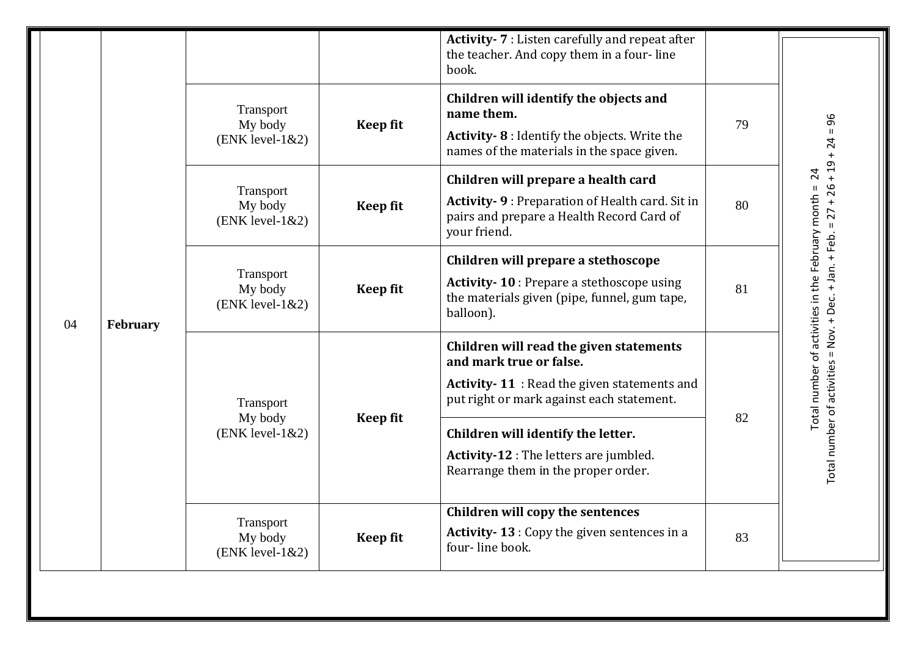| 04 | February | | | **Activity- 7** : Listen carefully and repeat after the teacher. And copy them in a four- line book. | | Total number of activities in the February month = 24<br>Total number of activities = Nov. + Dec. + Jan. + Feb. = 27 + 26 + 19 + 24 = 96 |
|---|---|---|---|---|---|---|
| | | Transport<br>My body<br>(ENK level-1&2) | **Keep fit** | **Children will identify the objects and name them.**<br>**Activity- 8** : Identify the objects. Write the names of the materials in the space given. | 79 | |
| | | Transport<br>My body<br>(ENK level-1&2) | **Keep fit** | **Children will prepare a health card**<br>**Activity- 9** : Preparation of Health card. Sit in pairs and prepare a Health Record Card of your friend. | 80 | |
| | | Transport<br>My body<br>(ENK level-1&2) | **Keep fit** | **Children will prepare a stethoscope**<br>**Activity- 10** : Prepare a stethoscope using the materials given (pipe, funnel, gum tape, balloon). | 81 | |
| | | Transport<br>My body<br>(ENK level-1&2) | **Keep fit** | **Children will read the given statements and mark true or false.**<br>**Activity- 11** : Read the given statements and put right or mark against each statement.<br>**Children will identify the letter.**<br>**Activity-12** : The letters are jumbled. Rearrange them in the proper order. | 82 | |
| | | Transport<br>My body<br>(ENK level-1&2) | **Keep fit** | **Children will copy the sentences**<br>**Activity- 13** : Copy the given sentences in a four- line book. | 83 | |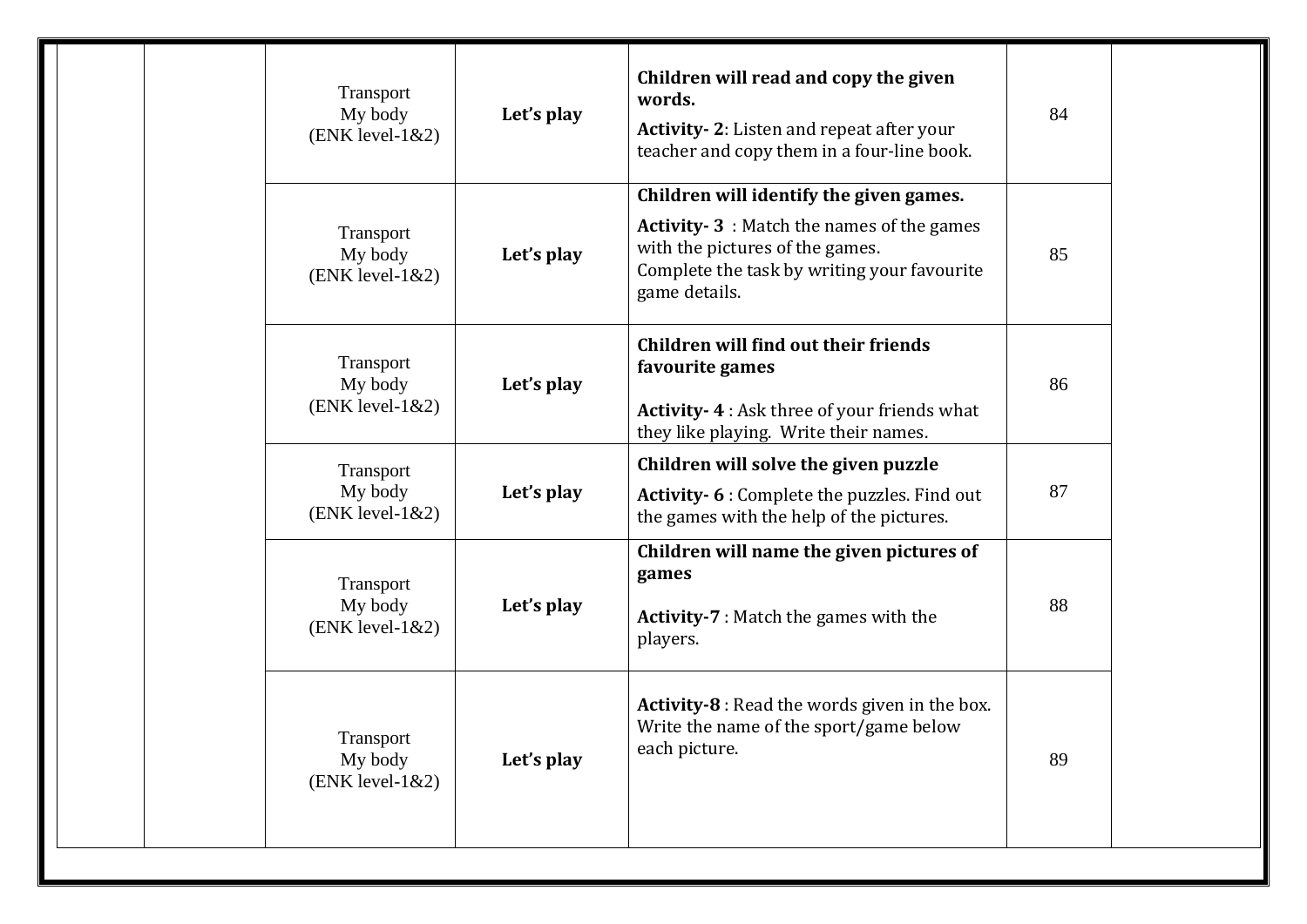| | | | | | | |
|---|---|---|---|---|---|---|
| | | Transport<br>My body<br>(ENK level-1&2) | **Let's play** | **Children will read and copy the given words.**<br>**Activity- 2**: Listen and repeat after your teacher and copy them in a four-line book. | 84 | |
| | | Transport<br>My body<br>(ENK level-1&2) | **Let's play** | **Children will identify the given games.**<br>**Activity- 3** : Match the names of the games with the pictures of the games.<br>Complete the task by writing your favourite game details. | 85 | |
| | | Transport<br>My body<br>(ENK level-1&2) | **Let's play** | **Children will find out their friends favourite games**<br>**Activity- 4** : Ask three of your friends what they like playing. Write their names. | 86 | |
| | | Transport<br>My body<br>(ENK level-1&2) | **Let's play** | **Children will solve the given puzzle**<br>**Activity- 6** : Complete the puzzles. Find out the games with the help of the pictures. | 87 | |
| | | Transport<br>My body<br>(ENK level-1&2) | **Let's play** | **Children will name the given pictures of games**<br>**Activity-7** : Match the games with the players. | 88 | |
| | | Transport<br>My body<br>(ENK level-1&2) | **Let's play** | **Activity-8** : Read the words given in the box. Write the name of the sport/game below each picture. | 89 | |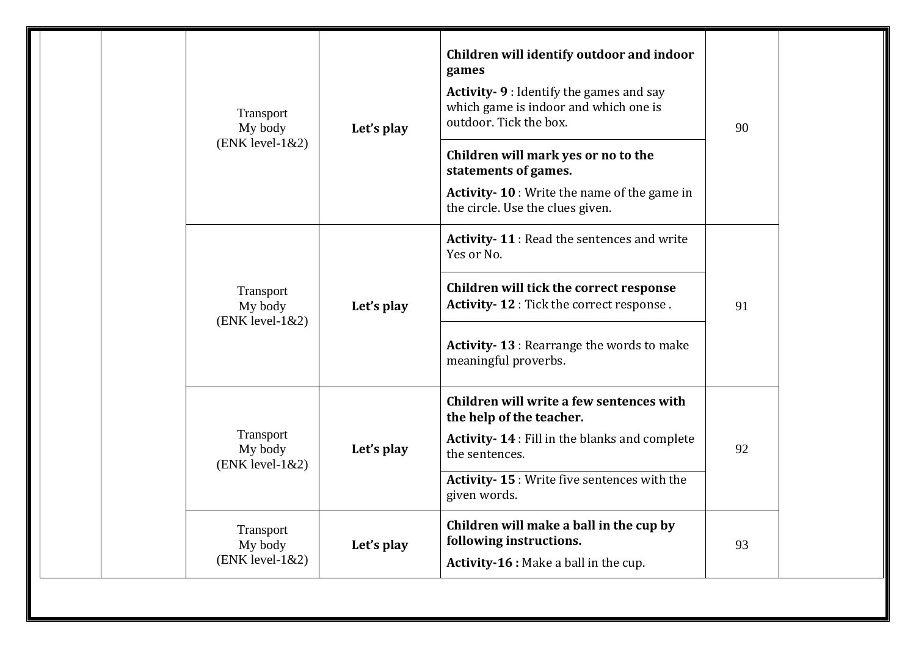| | | | | | | |
|---|---|---|---|---|---|---|
| | | Transport My body (ENK level-1&2) | **Let's play** | **Children will identify outdoor and indoor games** **Activity- 9** : Identify the games and say which game is indoor and which one is outdoor. Tick the box. | 90 | |
| | | | | **Children will mark yes or no to the statements of games.** **Activity- 10** : Write the name of the game in the circle. Use the clues given. | | |
| | | Transport My body (ENK level-1&2) | **Let's play** | **Activity- 11** : Read the sentences and write Yes or No. | 91 | |
| | | | | **Children will tick the correct response** **Activity- 12** : Tick the correct response . | | |
| | | | | **Activity- 13** : Rearrange the words to make meaningful proverbs. | | |
| | | Transport My body (ENK level-1&2) | **Let's play** | **Children will write a few sentences with the help of the teacher.** **Activity- 14** : Fill in the blanks and complete the sentences. | 92 | |
| | | | | **Activity- 15** : Write five sentences with the given words. | | |
| | | Transport My body (ENK level-1&2) | **Let's play** | **Children will make a ball in the cup by following instructions.** **Activity-16 :** Make a ball in the cup. | 93 | |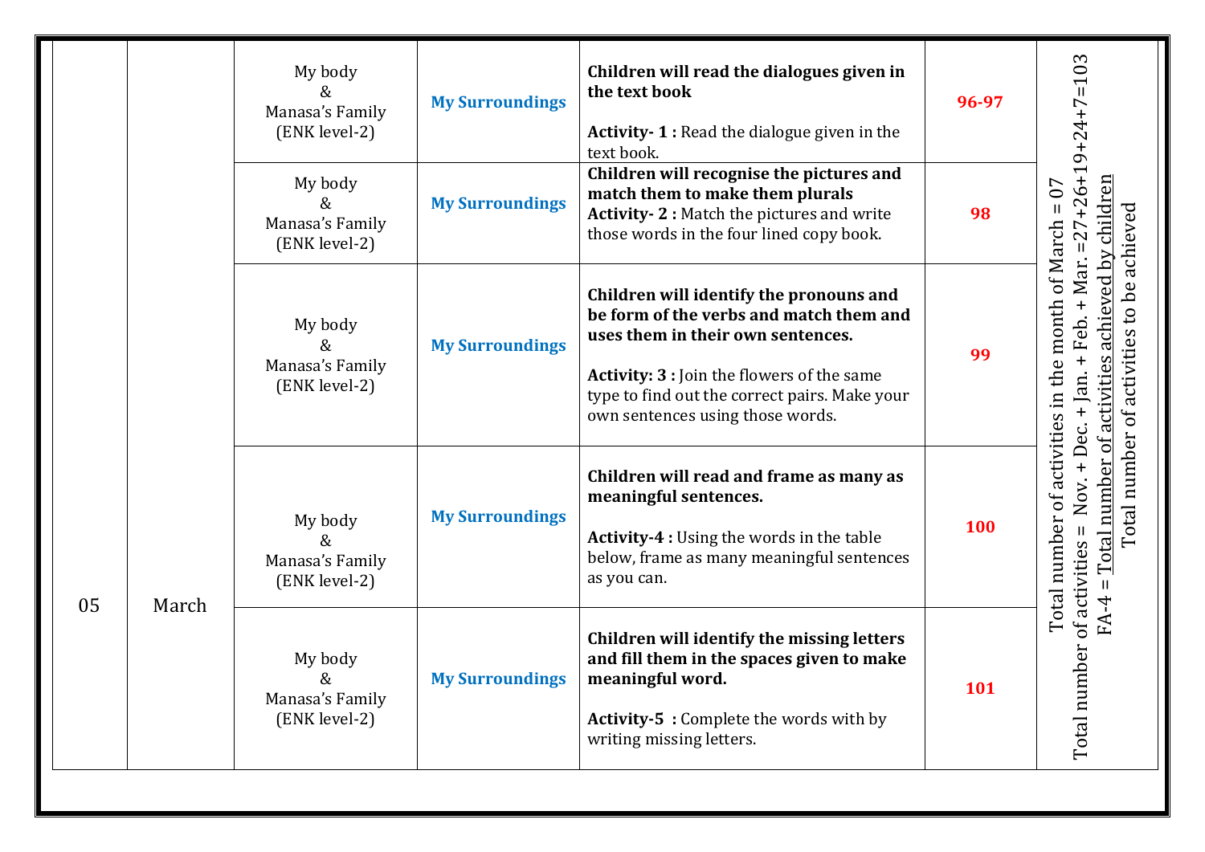| 05 | March | My body & Manasa's Family (ENK level-2) | **My Surroundings** | **Children will read the dialogues given in the text book**<br><br>**Activity- 1 :** Read the dialogue given in the text book. | **96-97** | Total number of activities in the month of March = 07<br>Total number of activities = Nov. + Dec. + Jan. + Feb. + Mar. =27+26+19+24+7=103<br>FA-4 = Total number of activities achieved by children / Total number of activities to be achieved |
|---|---|---|---|---|---|---|
| | | My body & Manasa's Family (ENK level-2) | **My Surroundings** | **Children will recognise the pictures and match them to make them plurals**<br>**Activity- 2 :** Match the pictures and write those words in the four lined copy book. | **98** | |
| | | My body & Manasa's Family (ENK level-2) | **My Surroundings** | **Children will identify the pronouns and be form of the verbs and match them and uses them in their own sentences.**<br><br>**Activity: 3 :** Join the flowers of the same type to find out the correct pairs. Make your own sentences using those words. | **99** | |
| | | My body & Manasa's Family (ENK level-2) | **My Surroundings** | **Children will read and frame as many as meaningful sentences.**<br><br>**Activity-4 :** Using the words in the table below, frame as many meaningful sentences as you can. | **100** | |
| | | My body & Manasa's Family (ENK level-2) | **My Surroundings** | **Children will identify the missing letters and fill them in the spaces given to make meaningful word.**<br><br>**Activity-5 :** Complete the words with by writing missing letters. | **101** | |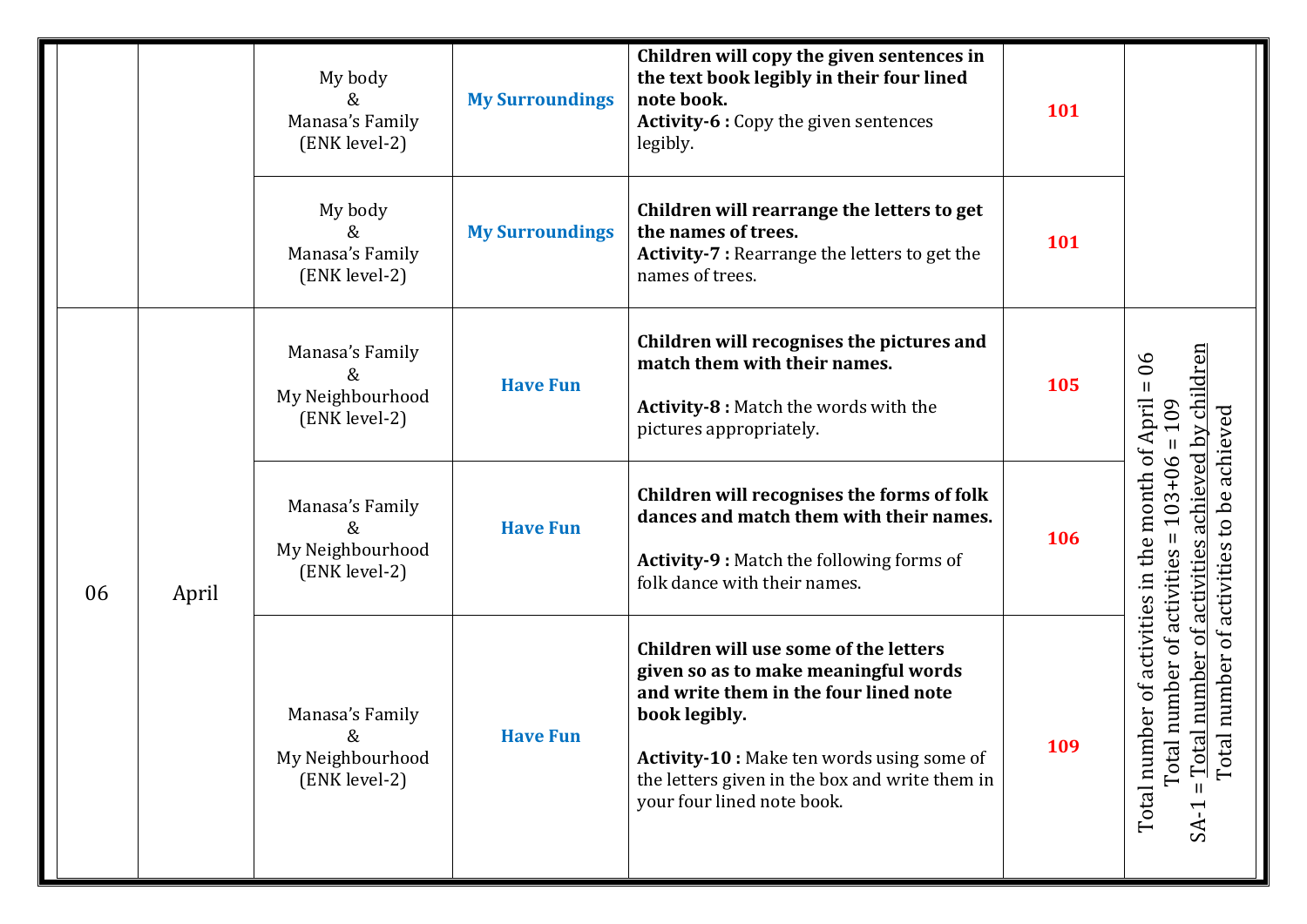| | | | | | | |
|---|---|---|---|---|---|---|
| | | My body & Manasa's Family (ENK level-2) | **My Surroundings** | **Children will copy the given sentences in the text book legibly in their four lined note book.** **Activity-6 :** Copy the given sentences legibly. | **101** | |
| | | My body & Manasa's Family (ENK level-2) | **My Surroundings** | **Children will rearrange the letters to get the names of trees.** **Activity-7 :** Rearrange the letters to get the names of trees. | **101** | |
| 06 | April | Manasa's Family & My Neighbourhood (ENK level-2) | **Have Fun** | **Children will recognises the pictures and match them with their names.** **Activity-8 :** Match the words with the pictures appropriately. | **105** | Total number of activities in the month of April = 06 Total number of activities = 103+06 = 109 SA-1 = Total number of activities achieved by children / Total number of activities to be achieved |
| | | Manasa's Family & My Neighbourhood (ENK level-2) | **Have Fun** | **Children will recognises the forms of folk dances and match them with their names.** **Activity-9 :** Match the following forms of folk dance with their names. | **106** | |
| | | Manasa's Family & My Neighbourhood (ENK level-2) | **Have Fun** | **Children will use some of the letters given so as to make meaningful words and write them in the four lined note book legibly.** **Activity-10 :** Make ten words using some of the letters given in the box and write them in your four lined note book. | **109** | |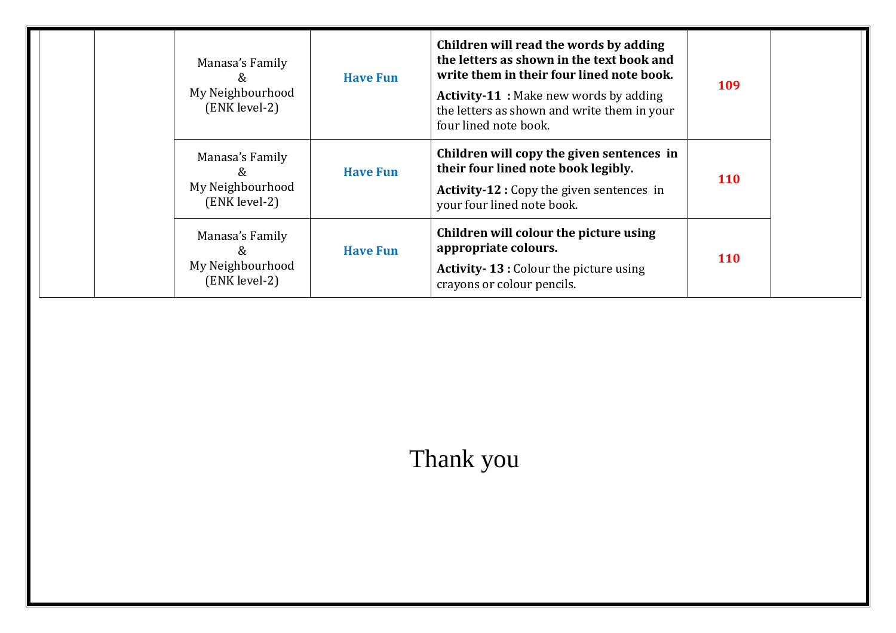| | | | | | | |
|---|---|---|---|---|---|---|
| | | Manasa's Family & My Neighbourhood (ENK level-2) | **Have Fun** | **Children will read the words by adding the letters as shown in the text book and write them in their four lined note book.** **Activity-11 :** Make new words by adding the letters as shown and write them in your four lined note book. | **109** | |
| | | Manasa's Family & My Neighbourhood (ENK level-2) | **Have Fun** | **Children will copy the given sentences in their four lined note book legibly.** **Activity-12 :** Copy the given sentences in your four lined note book. | **110** | |
| | | Manasa's Family & My Neighbourhood (ENK level-2) | **Have Fun** | **Children will colour the picture using appropriate colours.** **Activity- 13 :** Colour the picture using crayons or colour pencils. | **110** | |

Thank you